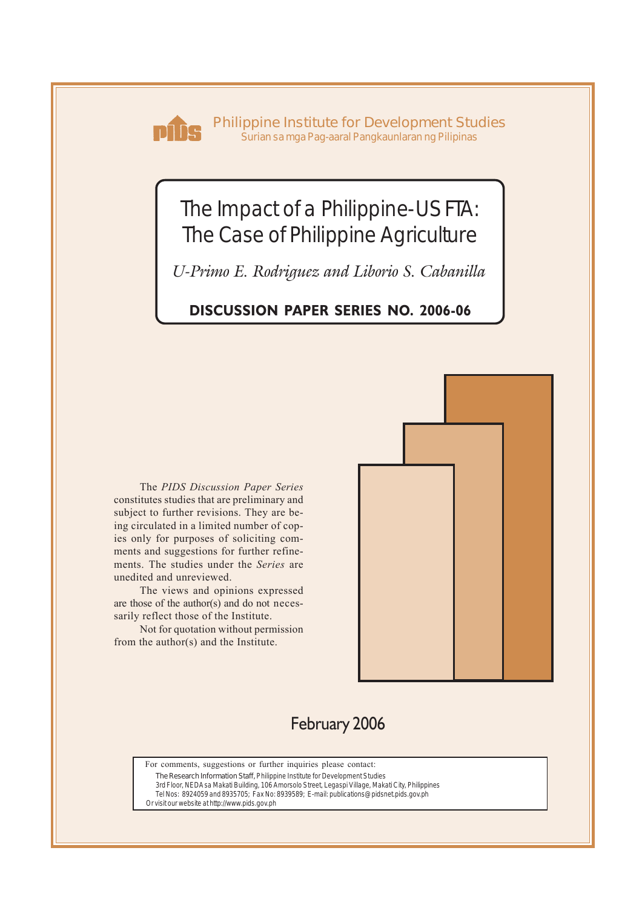Philippine Institute for Development Studies
Surian sa mga Pag-aaral Pangkaunlaran ng Pilipinas

# The Impact of a Philippine-US FTA: The Case of Philippine Agriculture

*U-Primo E. Rodriguez and Liborio S. Cabanilla*

**DISCUSSION PAPER SERIES NO. 2006-06**

The *PIDS Discussion Paper Series* constitutes studies that are preliminary and subject to further revisions. They are being circulated in a limited number of copies only for purposes of soliciting comments and suggestions for further refinements. The studies under the *Series* are unedited and unreviewed.

The views and opinions expressed are those of the author(s) and do not necessarily reflect those of the Institute.

Not for quotation without permission from the author(s) and the Institute.

February 2006

For comments, suggestions or further inquiries please contact:

The Research Information Staff, Philippine Institute for Development Studies
3rd Floor, NEDA sa Makati Building, 106 Amorsolo Street, Legaspi Village, Makati City, Philippines
Tel Nos: 8924059 and 8935705; Fax No: 8939589; E-mail: publications@pidsnet.pids.gov.ph
Or visit our website at http://www.pids.gov.ph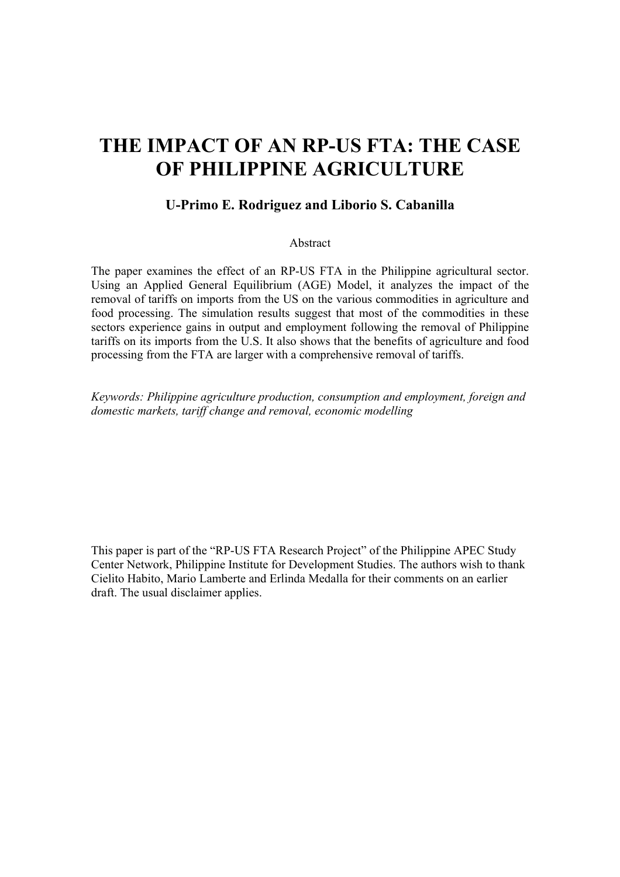# THE IMPACT OF AN RP-US FTA: THE CASE OF PHILIPPINE AGRICULTURE

**U-Primo E. Rodriguez and Liborio S. Cabanilla**

Abstract

The paper examines the effect of an RP-US FTA in the Philippine agricultural sector. Using an Applied General Equilibrium (AGE) Model, it analyzes the impact of the removal of tariffs on imports from the US on the various commodities in agriculture and food processing. The simulation results suggest that most of the commodities in these sectors experience gains in output and employment following the removal of Philippine tariffs on its imports from the U.S. It also shows that the benefits of agriculture and food processing from the FTA are larger with a comprehensive removal of tariffs.

*Keywords: Philippine agriculture production, consumption and employment, foreign and domestic markets, tariff change and removal, economic modelling*

This paper is part of the "RP-US FTA Research Project" of the Philippine APEC Study Center Network, Philippine Institute for Development Studies. The authors wish to thank Cielito Habito, Mario Lamberte and Erlinda Medalla for their comments on an earlier draft. The usual disclaimer applies.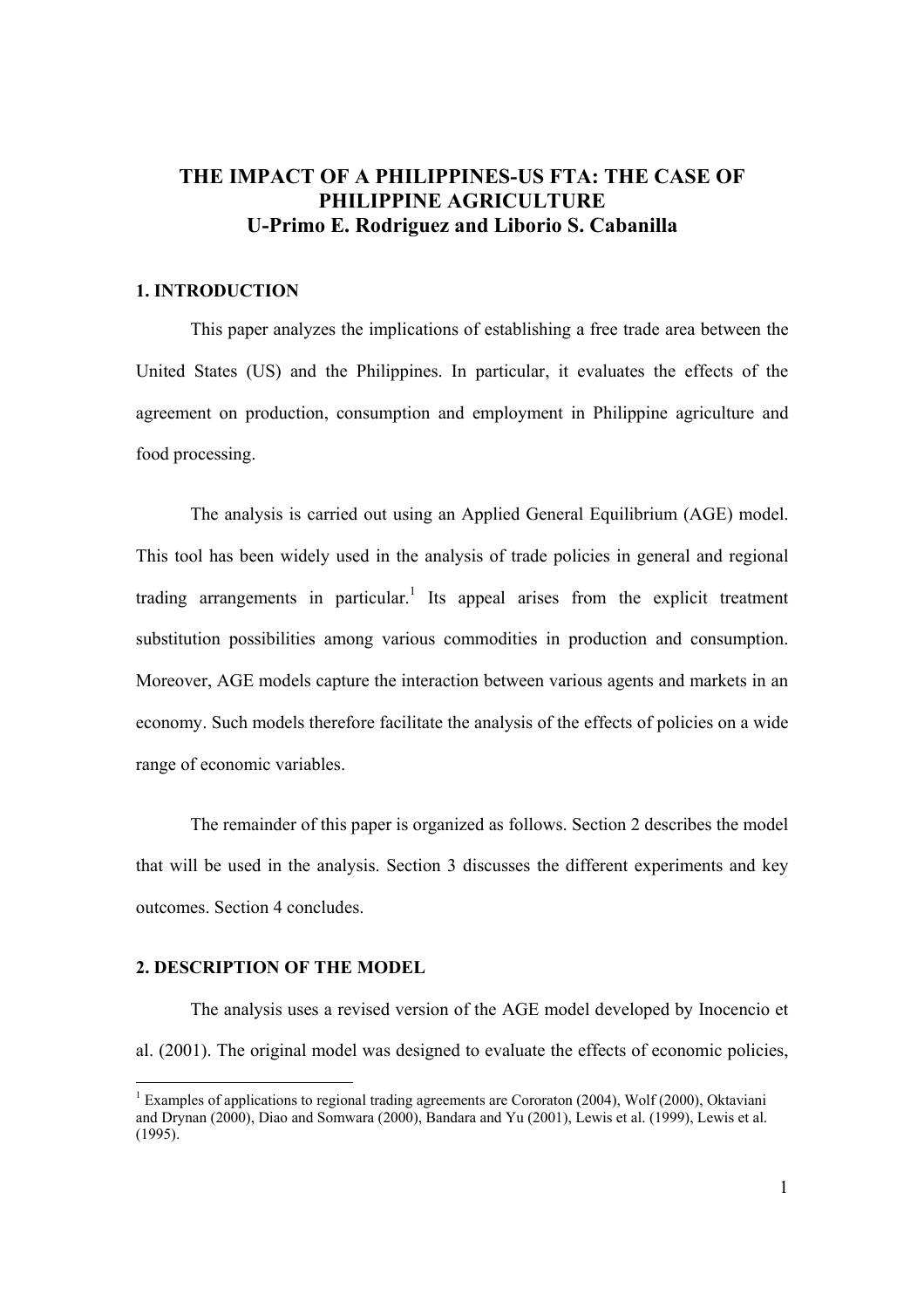# THE IMPACT OF A PHILIPPINES-US FTA: THE CASE OF PHILIPPINE AGRICULTURE

**U-Primo E. Rodriguez and Liborio S. Cabanilla**

## 1. INTRODUCTION

This paper analyzes the implications of establishing a free trade area between the United States (US) and the Philippines. In particular, it evaluates the effects of the agreement on production, consumption and employment in Philippine agriculture and food processing.

The analysis is carried out using an Applied General Equilibrium (AGE) model. This tool has been widely used in the analysis of trade policies in general and regional trading arrangements in particular.[1] Its appeal arises from the explicit treatment substitution possibilities among various commodities in production and consumption. Moreover, AGE models capture the interaction between various agents and markets in an economy. Such models therefore facilitate the analysis of the effects of policies on a wide range of economic variables.

The remainder of this paper is organized as follows. Section 2 describes the model that will be used in the analysis. Section 3 discusses the different experiments and key outcomes. Section 4 concludes.

## 2. DESCRIPTION OF THE MODEL

The analysis uses a revised version of the AGE model developed by Inocencio et al. (2001). The original model was designed to evaluate the effects of economic policies,

---

[1] Examples of applications to regional trading agreements are Cororaton (2004), Wolf (2000), Oktaviani and Drynan (2000), Diao and Somwara (2000), Bandara and Yu (2001), Lewis et al. (1999), Lewis et al. (1995).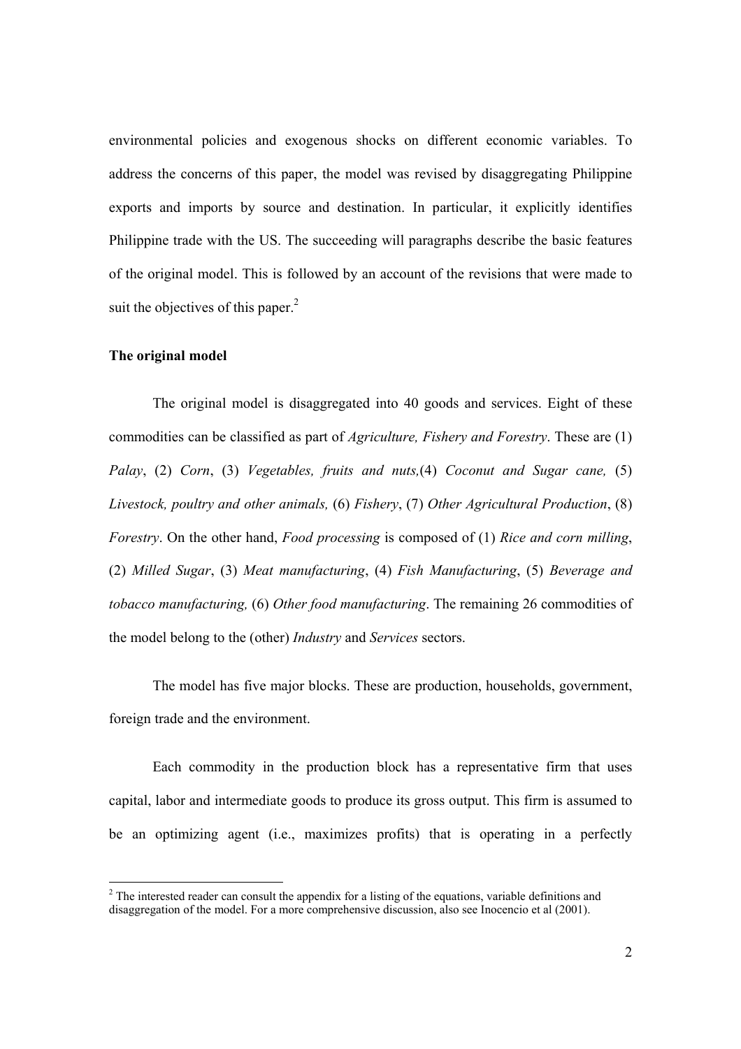environmental policies and exogenous shocks on different economic variables. To address the concerns of this paper, the model was revised by disaggregating Philippine exports and imports by source and destination. In particular, it explicitly identifies Philippine trade with the US. The succeeding will paragraphs describe the basic features of the original model. This is followed by an account of the revisions that were made to suit the objectives of this paper.[2]

**The original model**

The original model is disaggregated into 40 goods and services. Eight of these commodities can be classified as part of *Agriculture, Fishery and Forestry*. These are (1) *Palay*, (2) *Corn*, (3) *Vegetables, fruits and nuts,*(4) *Coconut and Sugar cane,* (5) *Livestock, poultry and other animals,* (6) *Fishery*, (7) *Other Agricultural Production*, (8) *Forestry*. On the other hand, *Food processing* is composed of (1) *Rice and corn milling*, (2) *Milled Sugar*, (3) *Meat manufacturing*, (4) *Fish Manufacturing*, (5) *Beverage and tobacco manufacturing,* (6) *Other food manufacturing*. The remaining 26 commodities of the model belong to the (other) *Industry* and *Services* sectors.

The model has five major blocks. These are production, households, government, foreign trade and the environment.

Each commodity in the production block has a representative firm that uses capital, labor and intermediate goods to produce its gross output. This firm is assumed to be an optimizing agent (i.e., maximizes profits) that is operating in a perfectly

[2] The interested reader can consult the appendix for a listing of the equations, variable definitions and disaggregation of the model. For a more comprehensive discussion, also see Inocencio et al (2001).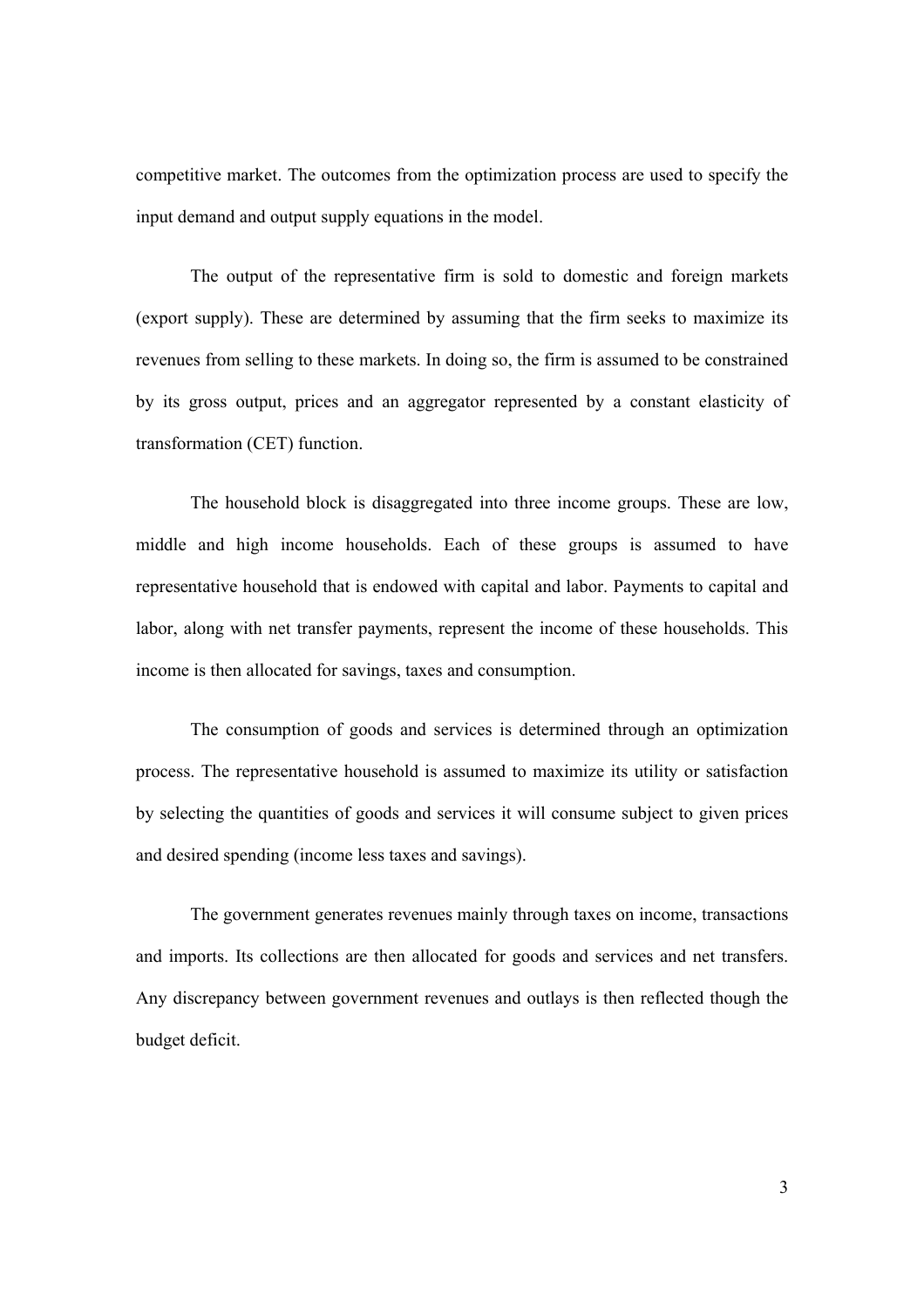competitive market. The outcomes from the optimization process are used to specify the input demand and output supply equations in the model.

The output of the representative firm is sold to domestic and foreign markets (export supply). These are determined by assuming that the firm seeks to maximize its revenues from selling to these markets. In doing so, the firm is assumed to be constrained by its gross output, prices and an aggregator represented by a constant elasticity of transformation (CET) function.

The household block is disaggregated into three income groups. These are low, middle and high income households. Each of these groups is assumed to have representative household that is endowed with capital and labor. Payments to capital and labor, along with net transfer payments, represent the income of these households. This income is then allocated for savings, taxes and consumption.

The consumption of goods and services is determined through an optimization process. The representative household is assumed to maximize its utility or satisfaction by selecting the quantities of goods and services it will consume subject to given prices and desired spending (income less taxes and savings).

The government generates revenues mainly through taxes on income, transactions and imports. Its collections are then allocated for goods and services and net transfers. Any discrepancy between government revenues and outlays is then reflected though the budget deficit.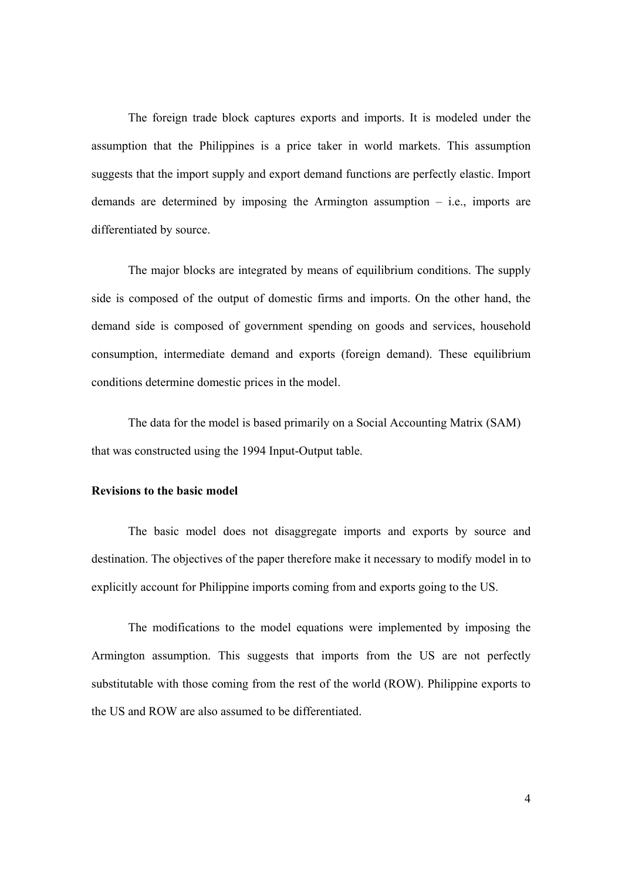The foreign trade block captures exports and imports. It is modeled under the assumption that the Philippines is a price taker in world markets. This assumption suggests that the import supply and export demand functions are perfectly elastic. Import demands are determined by imposing the Armington assumption – i.e., imports are differentiated by source.

The major blocks are integrated by means of equilibrium conditions. The supply side is composed of the output of domestic firms and imports. On the other hand, the demand side is composed of government spending on goods and services, household consumption, intermediate demand and exports (foreign demand). These equilibrium conditions determine domestic prices in the model.

The data for the model is based primarily on a Social Accounting Matrix (SAM) that was constructed using the 1994 Input-Output table.

**Revisions to the basic model**

The basic model does not disaggregate imports and exports by source and destination. The objectives of the paper therefore make it necessary to modify model in to explicitly account for Philippine imports coming from and exports going to the US.

The modifications to the model equations were implemented by imposing the Armington assumption. This suggests that imports from the US are not perfectly substitutable with those coming from the rest of the world (ROW). Philippine exports to the US and ROW are also assumed to be differentiated.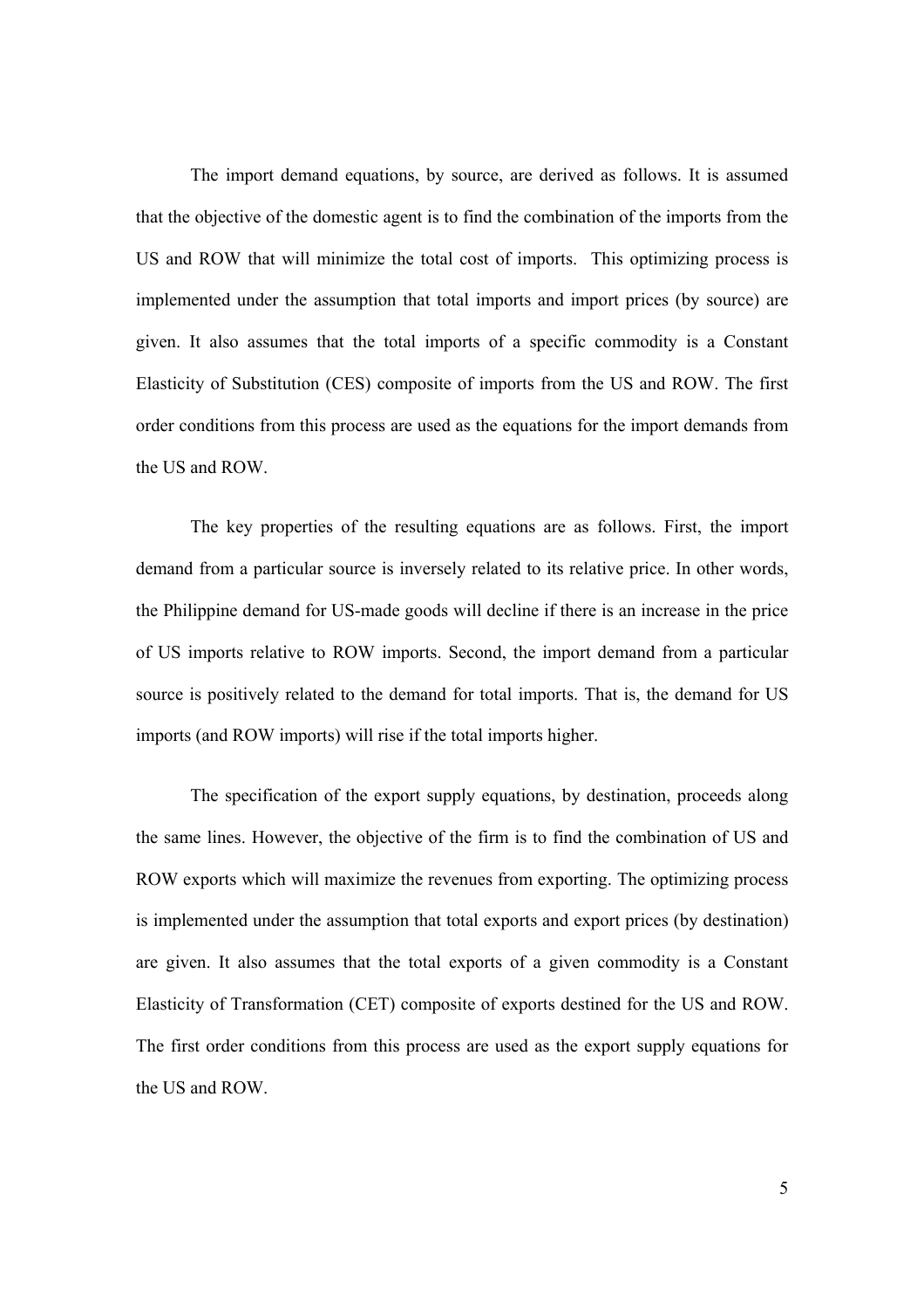The import demand equations, by source, are derived as follows. It is assumed that the objective of the domestic agent is to find the combination of the imports from the US and ROW that will minimize the total cost of imports. This optimizing process is implemented under the assumption that total imports and import prices (by source) are given. It also assumes that the total imports of a specific commodity is a Constant Elasticity of Substitution (CES) composite of imports from the US and ROW. The first order conditions from this process are used as the equations for the import demands from the US and ROW.

The key properties of the resulting equations are as follows. First, the import demand from a particular source is inversely related to its relative price. In other words, the Philippine demand for US-made goods will decline if there is an increase in the price of US imports relative to ROW imports. Second, the import demand from a particular source is positively related to the demand for total imports. That is, the demand for US imports (and ROW imports) will rise if the total imports higher.

The specification of the export supply equations, by destination, proceeds along the same lines. However, the objective of the firm is to find the combination of US and ROW exports which will maximize the revenues from exporting. The optimizing process is implemented under the assumption that total exports and export prices (by destination) are given. It also assumes that the total exports of a given commodity is a Constant Elasticity of Transformation (CET) composite of exports destined for the US and ROW. The first order conditions from this process are used as the export supply equations for the US and ROW.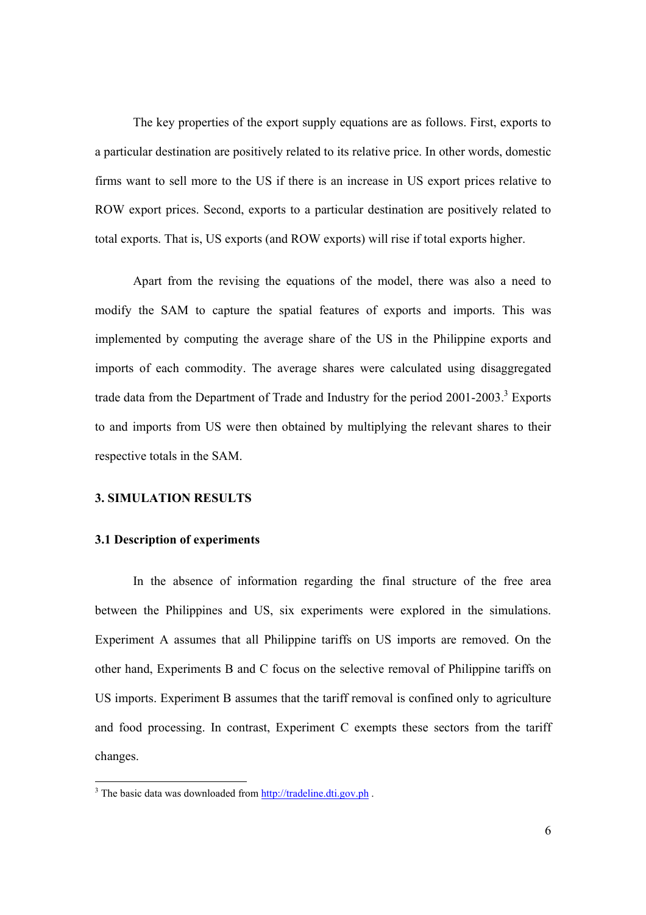The key properties of the export supply equations are as follows. First, exports to a particular destination are positively related to its relative price. In other words, domestic firms want to sell more to the US if there is an increase in US export prices relative to ROW export prices. Second, exports to a particular destination are positively related to total exports. That is, US exports (and ROW exports) will rise if total exports higher.

Apart from the revising the equations of the model, there was also a need to modify the SAM to capture the spatial features of exports and imports. This was implemented by computing the average share of the US in the Philippine exports and imports of each commodity. The average shares were calculated using disaggregated trade data from the Department of Trade and Industry for the period 2001-2003.[3] Exports to and imports from US were then obtained by multiplying the relevant shares to their respective totals in the SAM.

## 3. SIMULATION RESULTS

### 3.1 Description of experiments

In the absence of information regarding the final structure of the free area between the Philippines and US, six experiments were explored in the simulations. Experiment A assumes that all Philippine tariffs on US imports are removed. On the other hand, Experiments B and C focus on the selective removal of Philippine tariffs on US imports. Experiment B assumes that the tariff removal is confined only to agriculture and food processing. In contrast, Experiment C exempts these sectors from the tariff changes.

[3] The basic data was downloaded from http://tradeline.dti.gov.ph .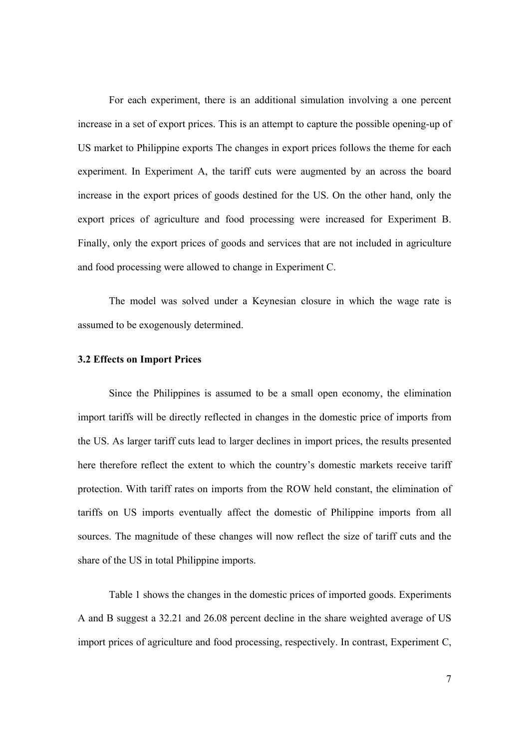For each experiment, there is an additional simulation involving a one percent increase in a set of export prices. This is an attempt to capture the possible opening-up of US market to Philippine exports The changes in export prices follows the theme for each experiment. In Experiment A, the tariff cuts were augmented by an across the board increase in the export prices of goods destined for the US. On the other hand, only the export prices of agriculture and food processing were increased for Experiment B. Finally, only the export prices of goods and services that are not included in agriculture and food processing were allowed to change in Experiment C.

The model was solved under a Keynesian closure in which the wage rate is assumed to be exogenously determined.

### 3.2 Effects on Import Prices

Since the Philippines is assumed to be a small open economy, the elimination import tariffs will be directly reflected in changes in the domestic price of imports from the US. As larger tariff cuts lead to larger declines in import prices, the results presented here therefore reflect the extent to which the country's domestic markets receive tariff protection. With tariff rates on imports from the ROW held constant, the elimination of tariffs on US imports eventually affect the domestic of Philippine imports from all sources. The magnitude of these changes will now reflect the size of tariff cuts and the share of the US in total Philippine imports.

Table 1 shows the changes in the domestic prices of imported goods. Experiments A and B suggest a 32.21 and 26.08 percent decline in the share weighted average of US import prices of agriculture and food processing, respectively. In contrast, Experiment C,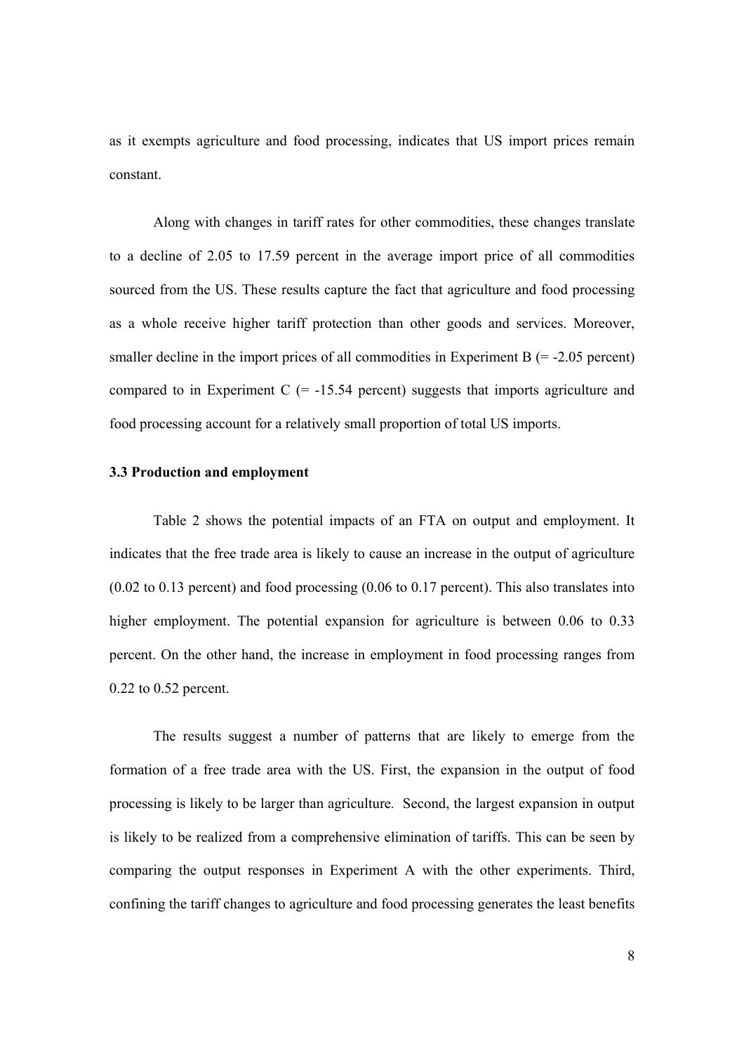as it exempts agriculture and food processing, indicates that US import prices remain constant.

Along with changes in tariff rates for other commodities, these changes translate to a decline of 2.05 to 17.59 percent in the average import price of all commodities sourced from the US. These results capture the fact that agriculture and food processing as a whole receive higher tariff protection than other goods and services. Moreover, smaller decline in the import prices of all commodities in Experiment B (= -2.05 percent) compared to in Experiment C (= -15.54 percent) suggests that imports agriculture and food processing account for a relatively small proportion of total US imports.

### 3.3 Production and employment

Table 2 shows the potential impacts of an FTA on output and employment. It indicates that the free trade area is likely to cause an increase in the output of agriculture (0.02 to 0.13 percent) and food processing (0.06 to 0.17 percent). This also translates into higher employment. The potential expansion for agriculture is between 0.06 to 0.33 percent. On the other hand, the increase in employment in food processing ranges from 0.22 to 0.52 percent.

The results suggest a number of patterns that are likely to emerge from the formation of a free trade area with the US. First, the expansion in the output of food processing is likely to be larger than agriculture. Second, the largest expansion in output is likely to be realized from a comprehensive elimination of tariffs. This can be seen by comparing the output responses in Experiment A with the other experiments. Third, confining the tariff changes to agriculture and food processing generates the least benefits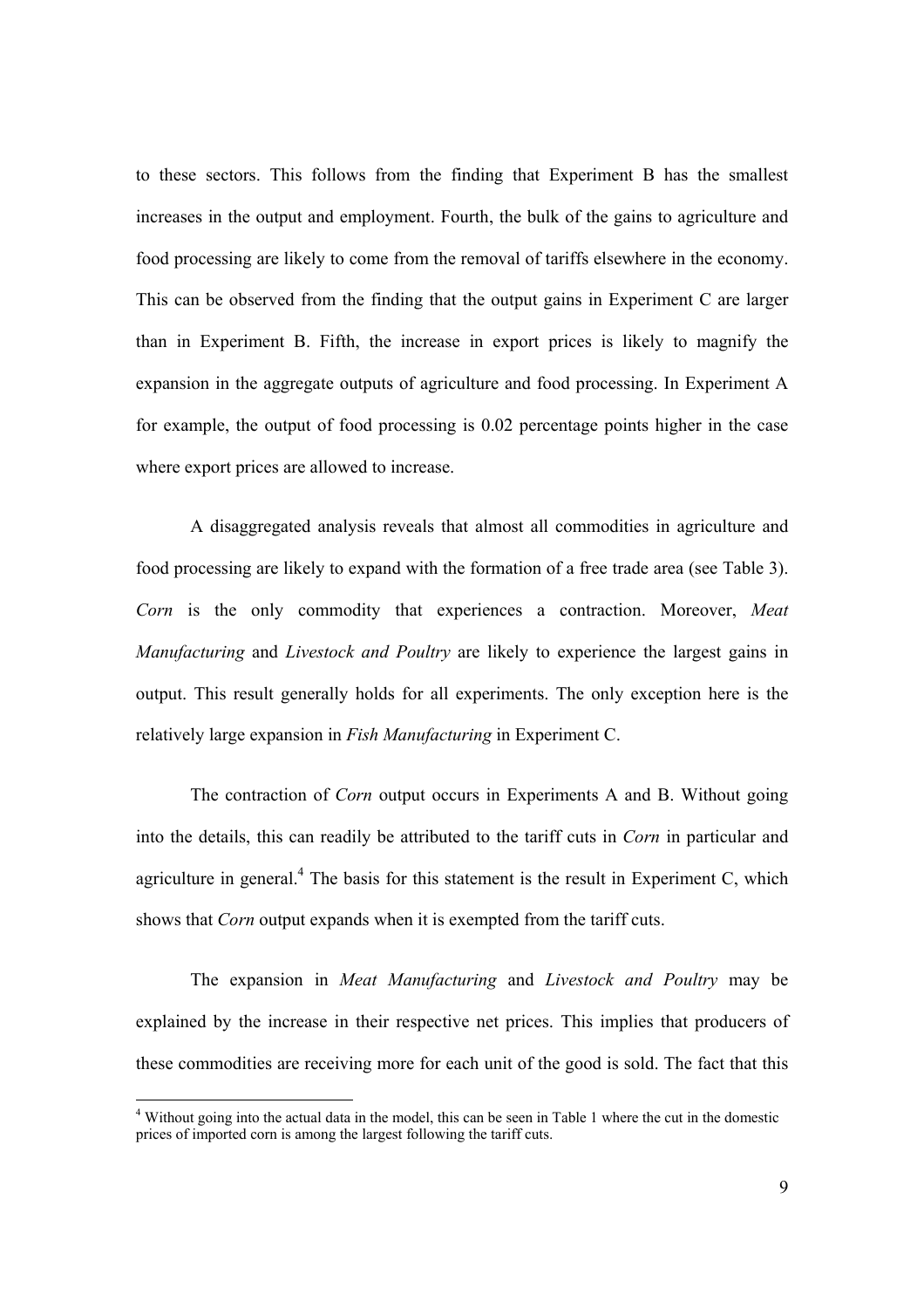to these sectors. This follows from the finding that Experiment B has the smallest increases in the output and employment. Fourth, the bulk of the gains to agriculture and food processing are likely to come from the removal of tariffs elsewhere in the economy. This can be observed from the finding that the output gains in Experiment C are larger than in Experiment B. Fifth, the increase in export prices is likely to magnify the expansion in the aggregate outputs of agriculture and food processing. In Experiment A for example, the output of food processing is 0.02 percentage points higher in the case where export prices are allowed to increase.

A disaggregated analysis reveals that almost all commodities in agriculture and food processing are likely to expand with the formation of a free trade area (see Table 3). *Corn* is the only commodity that experiences a contraction. Moreover, *Meat Manufacturing* and *Livestock and Poultry* are likely to experience the largest gains in output. This result generally holds for all experiments. The only exception here is the relatively large expansion in *Fish Manufacturing* in Experiment C.

The contraction of *Corn* output occurs in Experiments A and B. Without going into the details, this can readily be attributed to the tariff cuts in *Corn* in particular and agriculture in general.[4] The basis for this statement is the result in Experiment C, which shows that *Corn* output expands when it is exempted from the tariff cuts.

The expansion in *Meat Manufacturing* and *Livestock and Poultry* may be explained by the increase in their respective net prices. This implies that producers of these commodities are receiving more for each unit of the good is sold. The fact that this

[4] Without going into the actual data in the model, this can be seen in Table 1 where the cut in the domestic prices of imported corn is among the largest following the tariff cuts.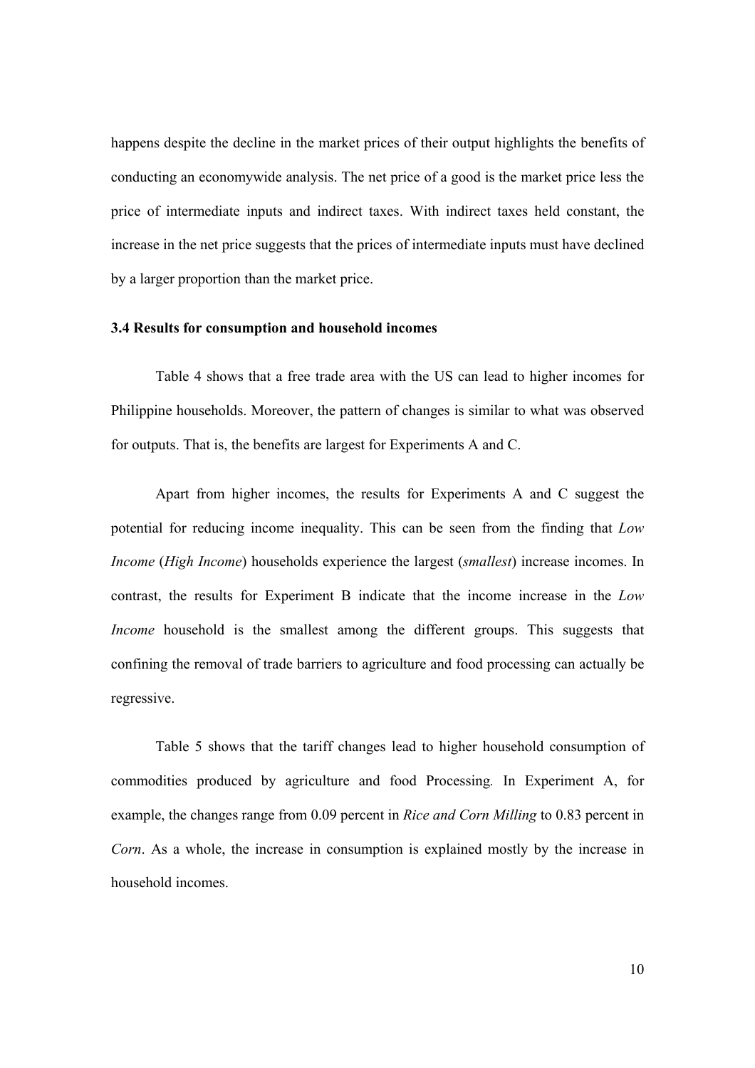happens despite the decline in the market prices of their output highlights the benefits of conducting an economywide analysis. The net price of a good is the market price less the price of intermediate inputs and indirect taxes. With indirect taxes held constant, the increase in the net price suggests that the prices of intermediate inputs must have declined by a larger proportion than the market price.

### 3.4 Results for consumption and household incomes

Table 4 shows that a free trade area with the US can lead to higher incomes for Philippine households. Moreover, the pattern of changes is similar to what was observed for outputs. That is, the benefits are largest for Experiments A and C.

Apart from higher incomes, the results for Experiments A and C suggest the potential for reducing income inequality. This can be seen from the finding that *Low Income* (*High Income*) households experience the largest (*smallest*) increase incomes. In contrast, the results for Experiment B indicate that the income increase in the *Low Income* household is the smallest among the different groups. This suggests that confining the removal of trade barriers to agriculture and food processing can actually be regressive.

Table 5 shows that the tariff changes lead to higher household consumption of commodities produced by agriculture and food Processing*.* In Experiment A, for example, the changes range from 0.09 percent in *Rice and Corn Milling* to 0.83 percent in *Corn*. As a whole, the increase in consumption is explained mostly by the increase in household incomes.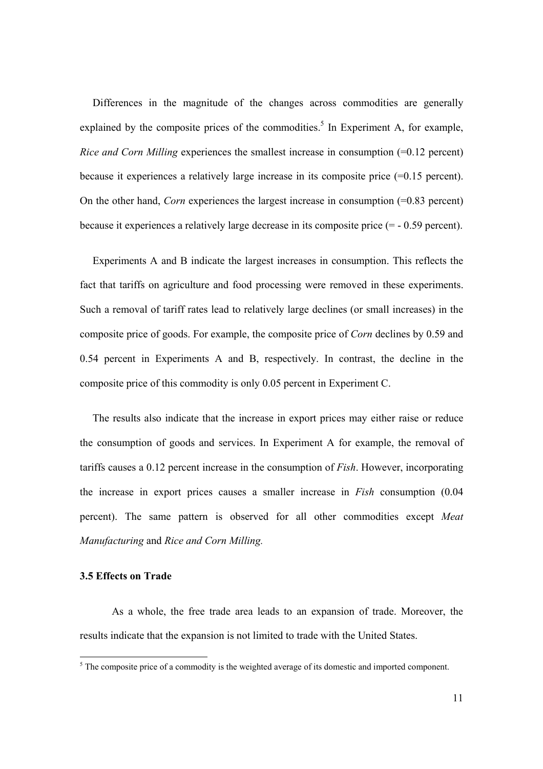Differences in the magnitude of the changes across commodities are generally explained by the composite prices of the commodities.[5] In Experiment A, for example, *Rice and Corn Milling* experiences the smallest increase in consumption (=0.12 percent) because it experiences a relatively large increase in its composite price (=0.15 percent). On the other hand, *Corn* experiences the largest increase in consumption (=0.83 percent) because it experiences a relatively large decrease in its composite price (= - 0.59 percent).

Experiments A and B indicate the largest increases in consumption. This reflects the fact that tariffs on agriculture and food processing were removed in these experiments. Such a removal of tariff rates lead to relatively large declines (or small increases) in the composite price of goods. For example, the composite price of *Corn* declines by 0.59 and 0.54 percent in Experiments A and B, respectively. In contrast, the decline in the composite price of this commodity is only 0.05 percent in Experiment C.

The results also indicate that the increase in export prices may either raise or reduce the consumption of goods and services. In Experiment A for example, the removal of tariffs causes a 0.12 percent increase in the consumption of *Fish*. However, incorporating the increase in export prices causes a smaller increase in *Fish* consumption (0.04 percent). The same pattern is observed for all other commodities except *Meat Manufacturing* and *Rice and Corn Milling.*

### 3.5 Effects on Trade

As a whole, the free trade area leads to an expansion of trade. Moreover, the results indicate that the expansion is not limited to trade with the United States.

[5] The composite price of a commodity is the weighted average of its domestic and imported component.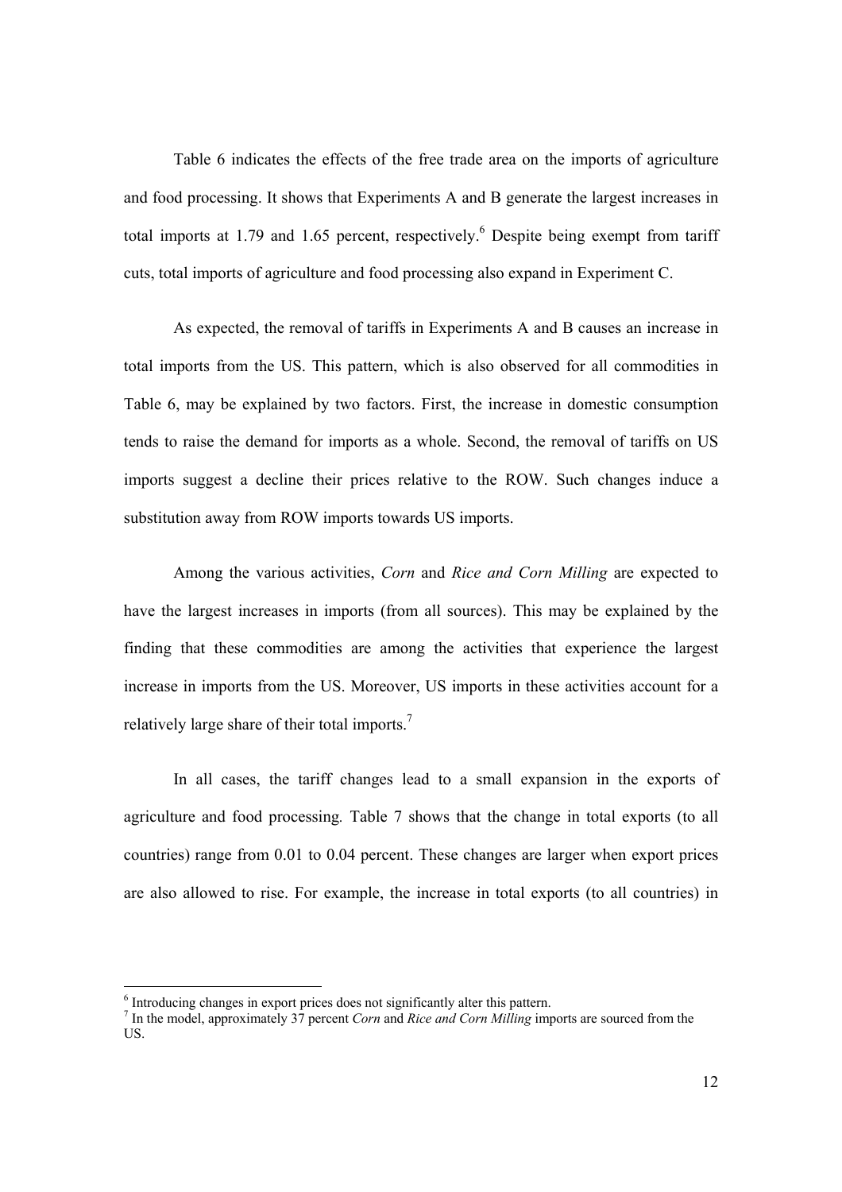Table 6 indicates the effects of the free trade area on the imports of agriculture and food processing. It shows that Experiments A and B generate the largest increases in total imports at 1.79 and 1.65 percent, respectively.[6] Despite being exempt from tariff cuts, total imports of agriculture and food processing also expand in Experiment C.

As expected, the removal of tariffs in Experiments A and B causes an increase in total imports from the US. This pattern, which is also observed for all commodities in Table 6, may be explained by two factors. First, the increase in domestic consumption tends to raise the demand for imports as a whole. Second, the removal of tariffs on US imports suggest a decline their prices relative to the ROW. Such changes induce a substitution away from ROW imports towards US imports.

Among the various activities, *Corn* and *Rice and Corn Milling* are expected to have the largest increases in imports (from all sources). This may be explained by the finding that these commodities are among the activities that experience the largest increase in imports from the US. Moreover, US imports in these activities account for a relatively large share of their total imports.[7]

In all cases, the tariff changes lead to a small expansion in the exports of agriculture and food processing*.* Table 7 shows that the change in total exports (to all countries) range from 0.01 to 0.04 percent. These changes are larger when export prices are also allowed to rise. For example, the increase in total exports (to all countries) in

---

[6] Introducing changes in export prices does not significantly alter this pattern.

[7] In the model, approximately 37 percent *Corn* and *Rice and Corn Milling* imports are sourced from the US.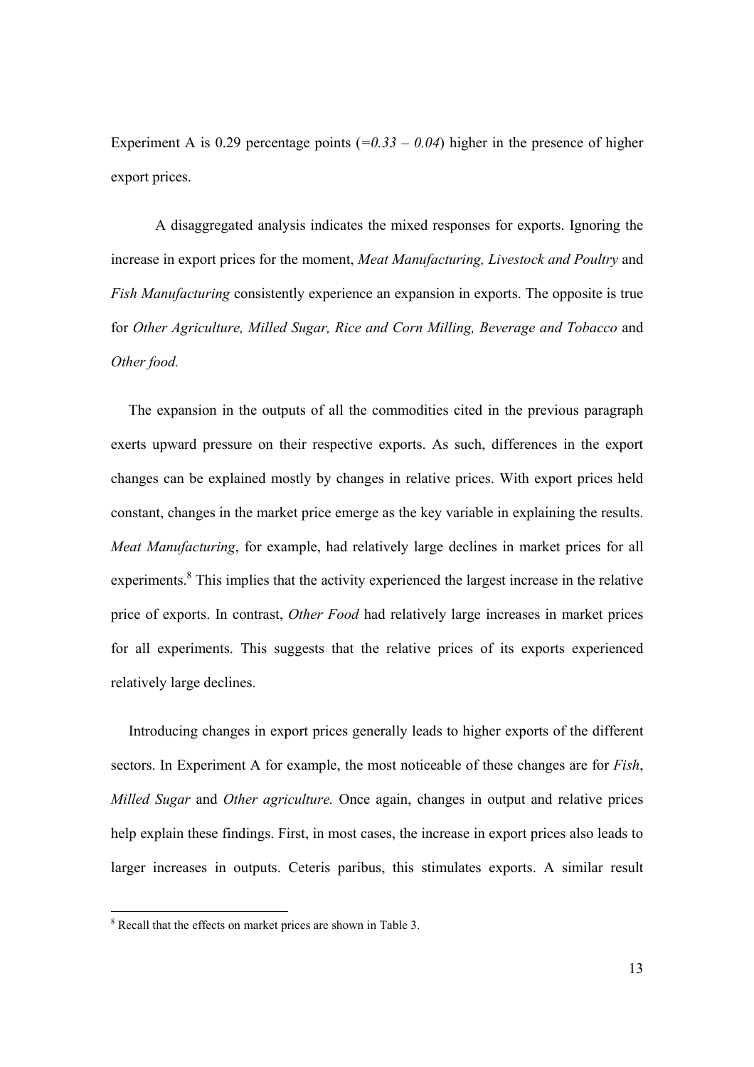Experiment A is 0.29 percentage points (*=0.33 – 0.04*) higher in the presence of higher export prices.

A disaggregated analysis indicates the mixed responses for exports. Ignoring the increase in export prices for the moment, *Meat Manufacturing, Livestock and Poultry* and *Fish Manufacturing* consistently experience an expansion in exports. The opposite is true for *Other Agriculture, Milled Sugar, Rice and Corn Milling, Beverage and Tobacco* and *Other food.*

The expansion in the outputs of all the commodities cited in the previous paragraph exerts upward pressure on their respective exports. As such, differences in the export changes can be explained mostly by changes in relative prices. With export prices held constant, changes in the market price emerge as the key variable in explaining the results. *Meat Manufacturing*, for example, had relatively large declines in market prices for all experiments.[8] This implies that the activity experienced the largest increase in the relative price of exports. In contrast, *Other Food* had relatively large increases in market prices for all experiments. This suggests that the relative prices of its exports experienced relatively large declines.

Introducing changes in export prices generally leads to higher exports of the different sectors. In Experiment A for example, the most noticeable of these changes are for *Fish*, *Milled Sugar* and *Other agriculture.* Once again, changes in output and relative prices help explain these findings. First, in most cases, the increase in export prices also leads to larger increases in outputs. Ceteris paribus, this stimulates exports. A similar result

---

[8] Recall that the effects on market prices are shown in Table 3.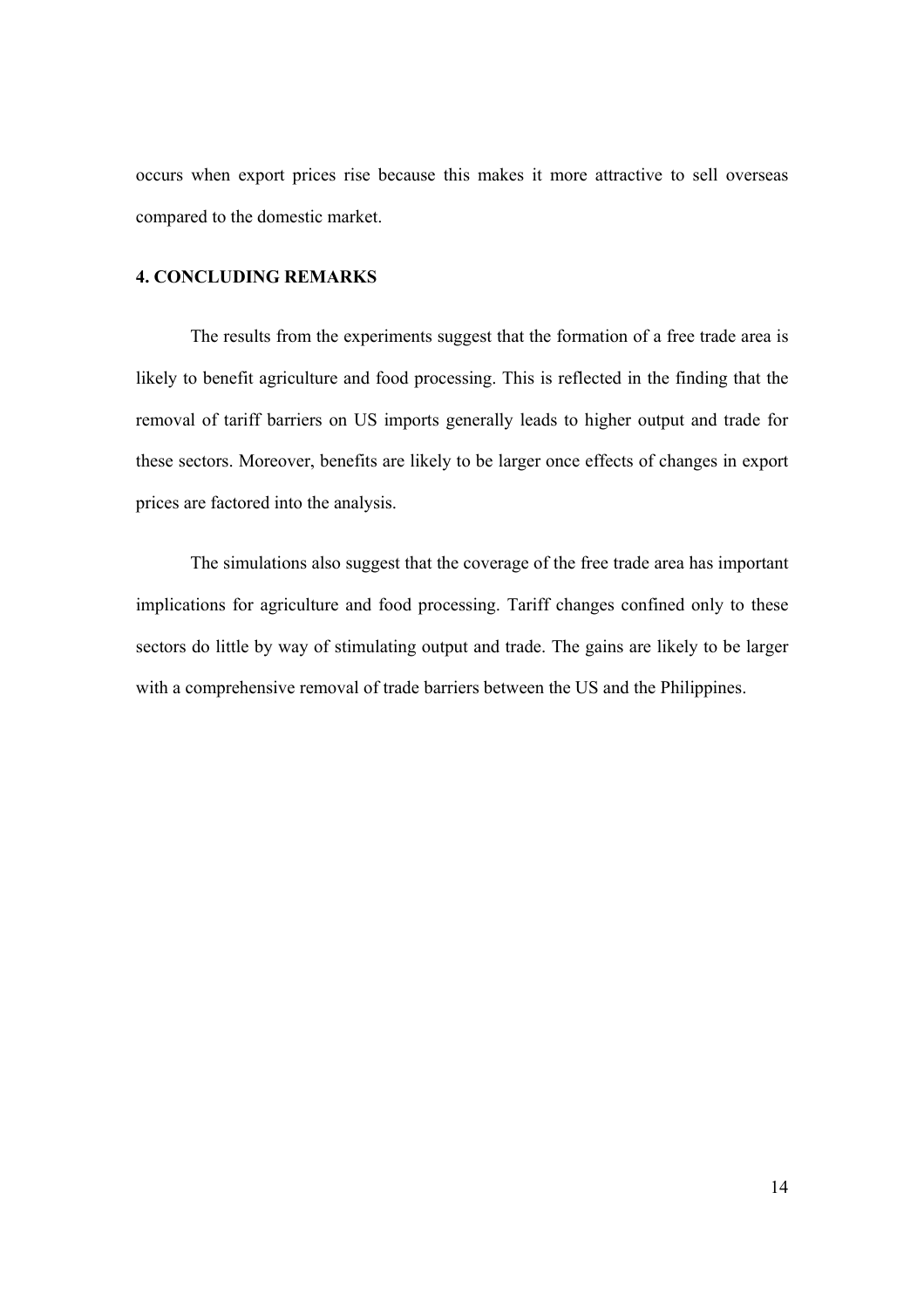occurs when export prices rise because this makes it more attractive to sell overseas compared to the domestic market.

## 4. CONCLUDING REMARKS

The results from the experiments suggest that the formation of a free trade area is likely to benefit agriculture and food processing. This is reflected in the finding that the removal of tariff barriers on US imports generally leads to higher output and trade for these sectors. Moreover, benefits are likely to be larger once effects of changes in export prices are factored into the analysis.

The simulations also suggest that the coverage of the free trade area has important implications for agriculture and food processing. Tariff changes confined only to these sectors do little by way of stimulating output and trade. The gains are likely to be larger with a comprehensive removal of trade barriers between the US and the Philippines.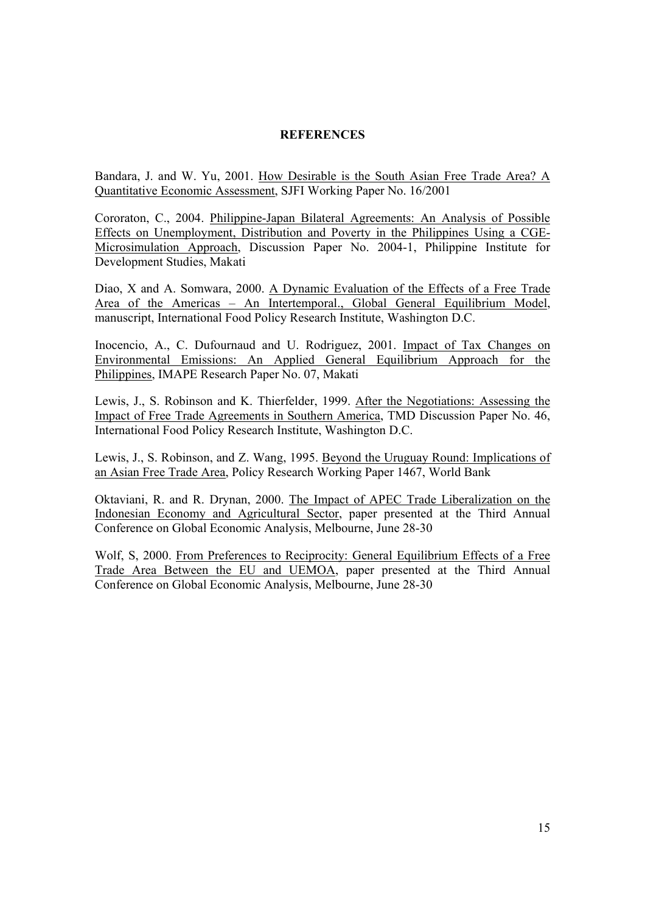## REFERENCES

Bandara, J. and W. Yu, 2001. How Desirable is the South Asian Free Trade Area? A Quantitative Economic Assessment, SJFI Working Paper No. 16/2001

Cororaton, C., 2004. Philippine-Japan Bilateral Agreements: An Analysis of Possible Effects on Unemployment, Distribution and Poverty in the Philippines Using a CGE-Microsimulation Approach, Discussion Paper No. 2004-1, Philippine Institute for Development Studies, Makati

Diao, X and A. Somwara, 2000. A Dynamic Evaluation of the Effects of a Free Trade Area of the Americas – An Intertemporal., Global General Equilibrium Model, manuscript, International Food Policy Research Institute, Washington D.C.

Inocencio, A., C. Dufournaud and U. Rodriguez, 2001. Impact of Tax Changes on Environmental Emissions: An Applied General Equilibrium Approach for the Philippines, IMAPE Research Paper No. 07, Makati

Lewis, J., S. Robinson and K. Thierfelder, 1999. After the Negotiations: Assessing the Impact of Free Trade Agreements in Southern America, TMD Discussion Paper No. 46, International Food Policy Research Institute, Washington D.C.

Lewis, J., S. Robinson, and Z. Wang, 1995. Beyond the Uruguay Round: Implications of an Asian Free Trade Area, Policy Research Working Paper 1467, World Bank

Oktaviani, R. and R. Drynan, 2000. The Impact of APEC Trade Liberalization on the Indonesian Economy and Agricultural Sector, paper presented at the Third Annual Conference on Global Economic Analysis, Melbourne, June 28-30

Wolf, S, 2000. From Preferences to Reciprocity: General Equilibrium Effects of a Free Trade Area Between the EU and UEMOA, paper presented at the Third Annual Conference on Global Economic Analysis, Melbourne, June 28-30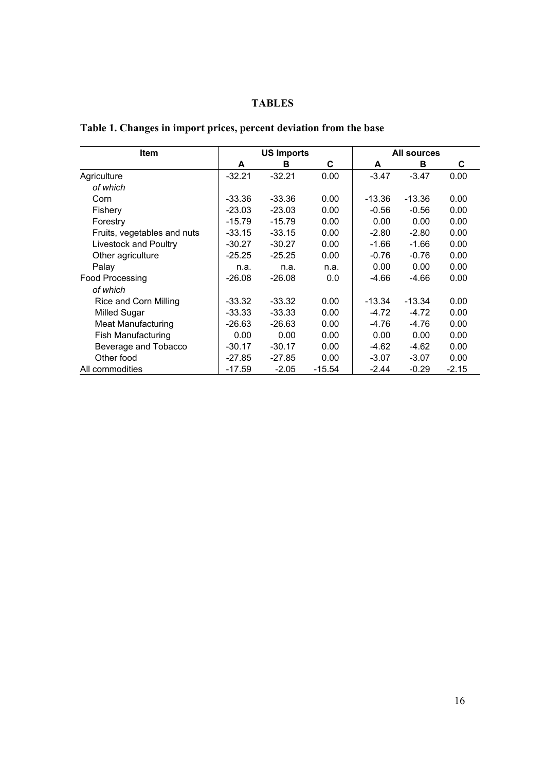# TABLES

## Table 1. Changes in import prices, percent deviation from the base

| Item | US Imports | | | All sources | | |
|---|---|---|---|---|---|---|
| | A | B | C | A | B | C |
| Agriculture | -32.21 | -32.21 | 0.00 | -3.47 | -3.47 | 0.00 |
| *of which* | | | | | | |
| Corn | -33.36 | -33.36 | 0.00 | -13.36 | -13.36 | 0.00 |
| Fishery | -23.03 | -23.03 | 0.00 | -0.56 | -0.56 | 0.00 |
| Forestry | -15.79 | -15.79 | 0.00 | 0.00 | 0.00 | 0.00 |
| Fruits, vegetables and nuts | -33.15 | -33.15 | 0.00 | -2.80 | -2.80 | 0.00 |
| Livestock and Poultry | -30.27 | -30.27 | 0.00 | -1.66 | -1.66 | 0.00 |
| Other agriculture | -25.25 | -25.25 | 0.00 | -0.76 | -0.76 | 0.00 |
| Palay | n.a. | n.a. | n.a. | 0.00 | 0.00 | 0.00 |
| Food Processing | -26.08 | -26.08 | 0.0 | -4.66 | -4.66 | 0.00 |
| *of which* | | | | | | |
| Rice and Corn Milling | -33.32 | -33.32 | 0.00 | -13.34 | -13.34 | 0.00 |
| Milled Sugar | -33.33 | -33.33 | 0.00 | -4.72 | -4.72 | 0.00 |
| Meat Manufacturing | -26.63 | -26.63 | 0.00 | -4.76 | -4.76 | 0.00 |
| Fish Manufacturing | 0.00 | 0.00 | 0.00 | 0.00 | 0.00 | 0.00 |
| Beverage and Tobacco | -30.17 | -30.17 | 0.00 | -4.62 | -4.62 | 0.00 |
| Other food | -27.85 | -27.85 | 0.00 | -3.07 | -3.07 | 0.00 |
| All commodities | -17.59 | -2.05 | -15.54 | -2.44 | -0.29 | -2.15 |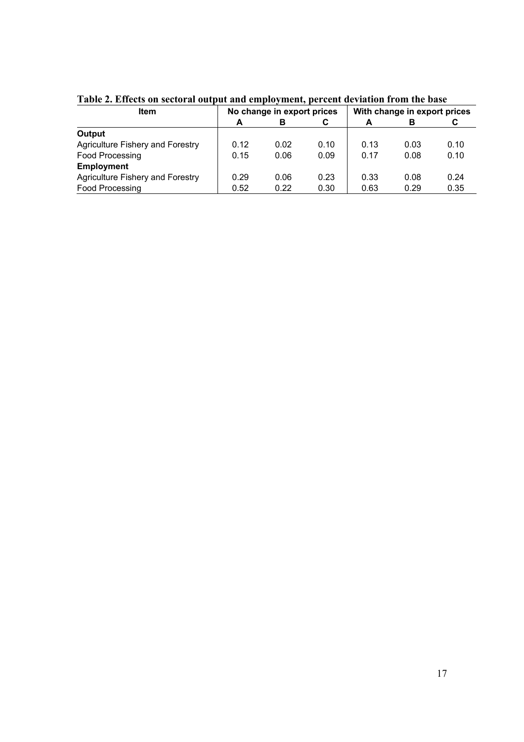**Table 2. Effects on sectoral output and employment, percent deviation from the base**

| Item | No change in export prices | | | With change in export prices | | |
|---|---|---|---|---|---|---|
| | A | B | C | A | B | C |
| **Output** | | | | | | |
| Agriculture Fishery and Forestry | 0.12 | 0.02 | 0.10 | 0.13 | 0.03 | 0.10 |
| Food Processing | 0.15 | 0.06 | 0.09 | 0.17 | 0.08 | 0.10 |
| **Employment** | | | | | | |
| Agriculture Fishery and Forestry | 0.29 | 0.06 | 0.23 | 0.33 | 0.08 | 0.24 |
| Food Processing | 0.52 | 0.22 | 0.30 | 0.63 | 0.29 | 0.35 |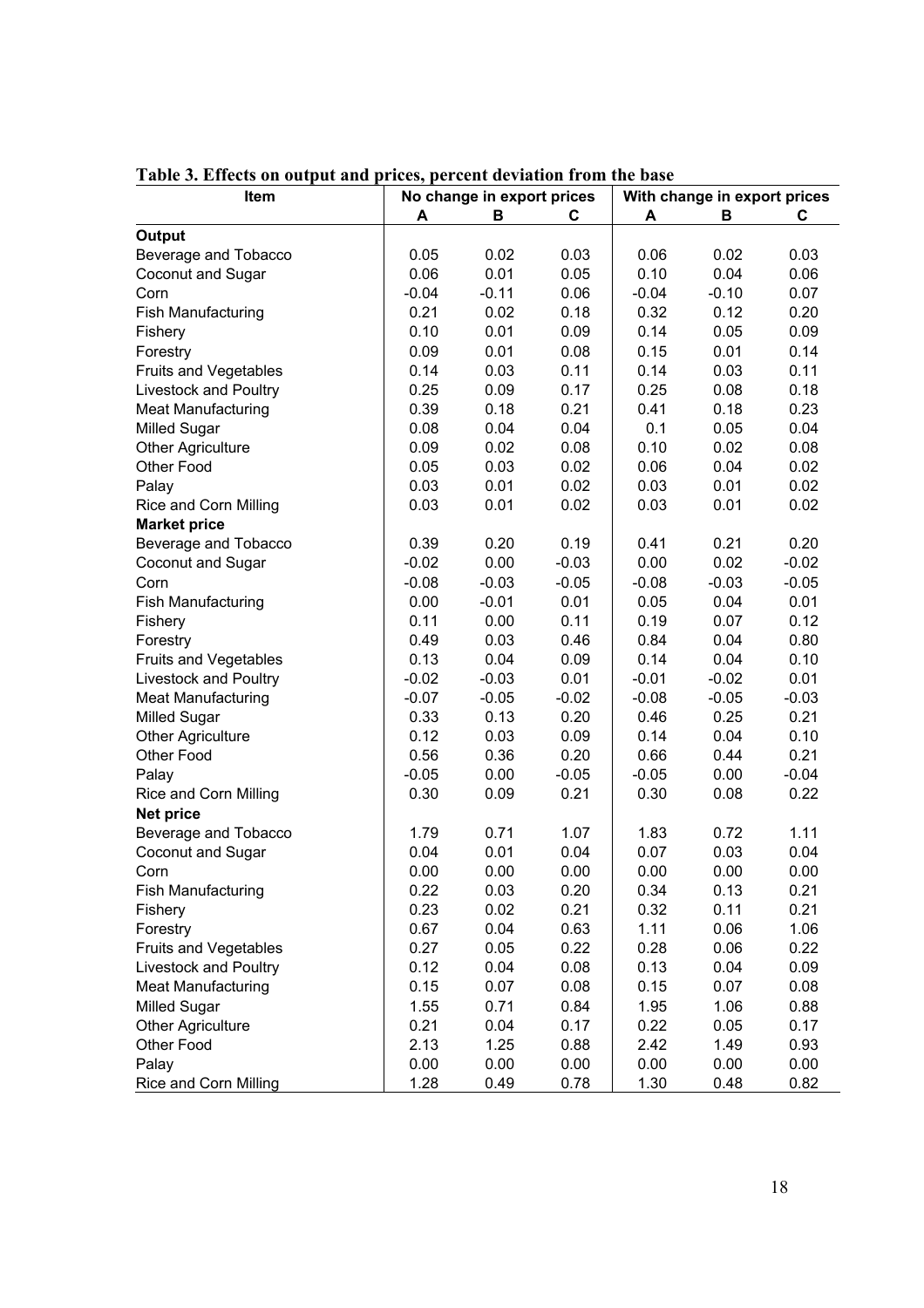**Table 3. Effects on output and prices, percent deviation from the base**

| Item | No change in export prices | | | With change in export prices | | |
|---|---|---|---|---|---|---|
| | A | B | C | A | B | C |
| **Output** | | | | | | |
| Beverage and Tobacco | 0.05 | 0.02 | 0.03 | 0.06 | 0.02 | 0.03 |
| Coconut and Sugar | 0.06 | 0.01 | 0.05 | 0.10 | 0.04 | 0.06 |
| Corn | -0.04 | -0.11 | 0.06 | -0.04 | -0.10 | 0.07 |
| Fish Manufacturing | 0.21 | 0.02 | 0.18 | 0.32 | 0.12 | 0.20 |
| Fishery | 0.10 | 0.01 | 0.09 | 0.14 | 0.05 | 0.09 |
| Forestry | 0.09 | 0.01 | 0.08 | 0.15 | 0.01 | 0.14 |
| Fruits and Vegetables | 0.14 | 0.03 | 0.11 | 0.14 | 0.03 | 0.11 |
| Livestock and Poultry | 0.25 | 0.09 | 0.17 | 0.25 | 0.08 | 0.18 |
| Meat Manufacturing | 0.39 | 0.18 | 0.21 | 0.41 | 0.18 | 0.23 |
| Milled Sugar | 0.08 | 0.04 | 0.04 | 0.1 | 0.05 | 0.04 |
| Other Agriculture | 0.09 | 0.02 | 0.08 | 0.10 | 0.02 | 0.08 |
| Other Food | 0.05 | 0.03 | 0.02 | 0.06 | 0.04 | 0.02 |
| Palay | 0.03 | 0.01 | 0.02 | 0.03 | 0.01 | 0.02 |
| Rice and Corn Milling | 0.03 | 0.01 | 0.02 | 0.03 | 0.01 | 0.02 |
| **Market price** | | | | | | |
| Beverage and Tobacco | 0.39 | 0.20 | 0.19 | 0.41 | 0.21 | 0.20 |
| Coconut and Sugar | -0.02 | 0.00 | -0.03 | 0.00 | 0.02 | -0.02 |
| Corn | -0.08 | -0.03 | -0.05 | -0.08 | -0.03 | -0.05 |
| Fish Manufacturing | 0.00 | -0.01 | 0.01 | 0.05 | 0.04 | 0.01 |
| Fishery | 0.11 | 0.00 | 0.11 | 0.19 | 0.07 | 0.12 |
| Forestry | 0.49 | 0.03 | 0.46 | 0.84 | 0.04 | 0.80 |
| Fruits and Vegetables | 0.13 | 0.04 | 0.09 | 0.14 | 0.04 | 0.10 |
| Livestock and Poultry | -0.02 | -0.03 | 0.01 | -0.01 | -0.02 | 0.01 |
| Meat Manufacturing | -0.07 | -0.05 | -0.02 | -0.08 | -0.05 | -0.03 |
| Milled Sugar | 0.33 | 0.13 | 0.20 | 0.46 | 0.25 | 0.21 |
| Other Agriculture | 0.12 | 0.03 | 0.09 | 0.14 | 0.04 | 0.10 |
| Other Food | 0.56 | 0.36 | 0.20 | 0.66 | 0.44 | 0.21 |
| Palay | -0.05 | 0.00 | -0.05 | -0.05 | 0.00 | -0.04 |
| Rice and Corn Milling | 0.30 | 0.09 | 0.21 | 0.30 | 0.08 | 0.22 |
| **Net price** | | | | | | |
| Beverage and Tobacco | 1.79 | 0.71 | 1.07 | 1.83 | 0.72 | 1.11 |
| Coconut and Sugar | 0.04 | 0.01 | 0.04 | 0.07 | 0.03 | 0.04 |
| Corn | 0.00 | 0.00 | 0.00 | 0.00 | 0.00 | 0.00 |
| Fish Manufacturing | 0.22 | 0.03 | 0.20 | 0.34 | 0.13 | 0.21 |
| Fishery | 0.23 | 0.02 | 0.21 | 0.32 | 0.11 | 0.21 |
| Forestry | 0.67 | 0.04 | 0.63 | 1.11 | 0.06 | 1.06 |
| Fruits and Vegetables | 0.27 | 0.05 | 0.22 | 0.28 | 0.06 | 0.22 |
| Livestock and Poultry | 0.12 | 0.04 | 0.08 | 0.13 | 0.04 | 0.09 |
| Meat Manufacturing | 0.15 | 0.07 | 0.08 | 0.15 | 0.07 | 0.08 |
| Milled Sugar | 1.55 | 0.71 | 0.84 | 1.95 | 1.06 | 0.88 |
| Other Agriculture | 0.21 | 0.04 | 0.17 | 0.22 | 0.05 | 0.17 |
| Other Food | 2.13 | 1.25 | 0.88 | 2.42 | 1.49 | 0.93 |
| Palay | 0.00 | 0.00 | 0.00 | 0.00 | 0.00 | 0.00 |
| Rice and Corn Milling | 1.28 | 0.49 | 0.78 | 1.30 | 0.48 | 0.82 |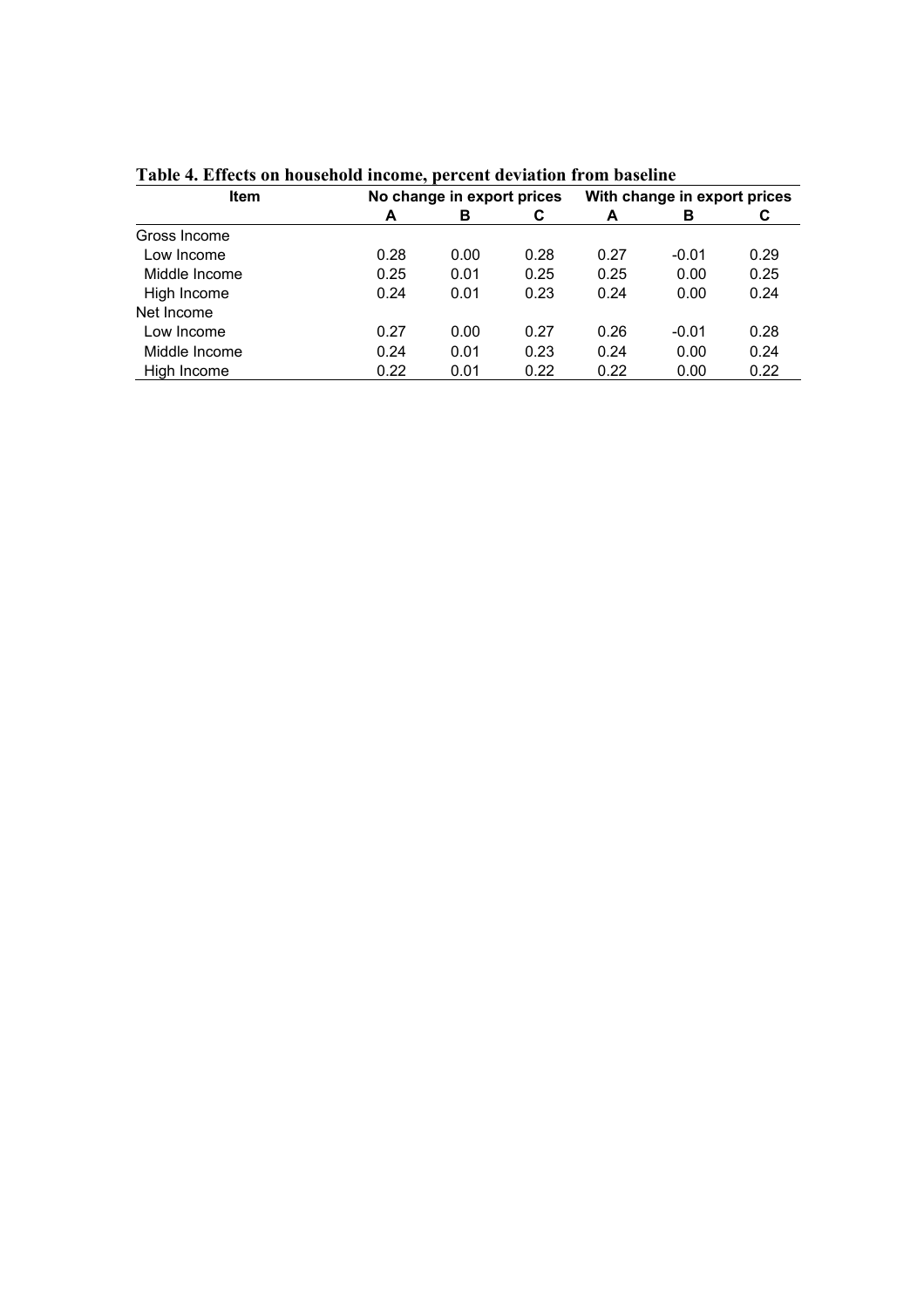**Table 4. Effects on household income, percent deviation from baseline**

| Item | No change in export prices | | | With change in export prices | | |
|---|---|---|---|---|---|---|
| | **A** | **B** | **C** | **A** | **B** | **C** |
| Gross Income | | | | | | |
| Low Income | 0.28 | 0.00 | 0.28 | 0.27 | -0.01 | 0.29 |
| Middle Income | 0.25 | 0.01 | 0.25 | 0.25 | 0.00 | 0.25 |
| High Income | 0.24 | 0.01 | 0.23 | 0.24 | 0.00 | 0.24 |
| Net Income | | | | | | |
| Low Income | 0.27 | 0.00 | 0.27 | 0.26 | -0.01 | 0.28 |
| Middle Income | 0.24 | 0.01 | 0.23 | 0.24 | 0.00 | 0.24 |
| High Income | 0.22 | 0.01 | 0.22 | 0.22 | 0.00 | 0.22 |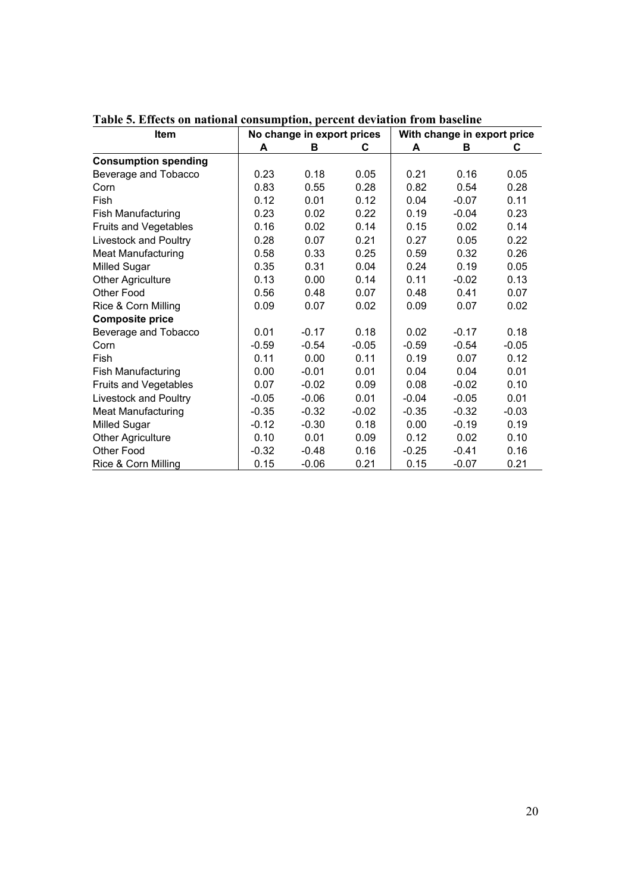**Table 5. Effects on national consumption, percent deviation from baseline**

| Item | No change in export prices | | | With change in export price | | |
|---|---|---|---|---|---|---|
| | A | B | C | A | B | C |
| **Consumption spending** | | | | | | |
| Beverage and Tobacco | 0.23 | 0.18 | 0.05 | 0.21 | 0.16 | 0.05 |
| Corn | 0.83 | 0.55 | 0.28 | 0.82 | 0.54 | 0.28 |
| Fish | 0.12 | 0.01 | 0.12 | 0.04 | -0.07 | 0.11 |
| Fish Manufacturing | 0.23 | 0.02 | 0.22 | 0.19 | -0.04 | 0.23 |
| Fruits and Vegetables | 0.16 | 0.02 | 0.14 | 0.15 | 0.02 | 0.14 |
| Livestock and Poultry | 0.28 | 0.07 | 0.21 | 0.27 | 0.05 | 0.22 |
| Meat Manufacturing | 0.58 | 0.33 | 0.25 | 0.59 | 0.32 | 0.26 |
| Milled Sugar | 0.35 | 0.31 | 0.04 | 0.24 | 0.19 | 0.05 |
| Other Agriculture | 0.13 | 0.00 | 0.14 | 0.11 | -0.02 | 0.13 |
| Other Food | 0.56 | 0.48 | 0.07 | 0.48 | 0.41 | 0.07 |
| Rice & Corn Milling | 0.09 | 0.07 | 0.02 | 0.09 | 0.07 | 0.02 |
| **Composite price** | | | | | | |
| Beverage and Tobacco | 0.01 | -0.17 | 0.18 | 0.02 | -0.17 | 0.18 |
| Corn | -0.59 | -0.54 | -0.05 | -0.59 | -0.54 | -0.05 |
| Fish | 0.11 | 0.00 | 0.11 | 0.19 | 0.07 | 0.12 |
| Fish Manufacturing | 0.00 | -0.01 | 0.01 | 0.04 | 0.04 | 0.01 |
| Fruits and Vegetables | 0.07 | -0.02 | 0.09 | 0.08 | -0.02 | 0.10 |
| Livestock and Poultry | -0.05 | -0.06 | 0.01 | -0.04 | -0.05 | 0.01 |
| Meat Manufacturing | -0.35 | -0.32 | -0.02 | -0.35 | -0.32 | -0.03 |
| Milled Sugar | -0.12 | -0.30 | 0.18 | 0.00 | -0.19 | 0.19 |
| Other Agriculture | 0.10 | 0.01 | 0.09 | 0.12 | 0.02 | 0.10 |
| Other Food | -0.32 | -0.48 | 0.16 | -0.25 | -0.41 | 0.16 |
| Rice & Corn Milling | 0.15 | -0.06 | 0.21 | 0.15 | -0.07 | 0.21 |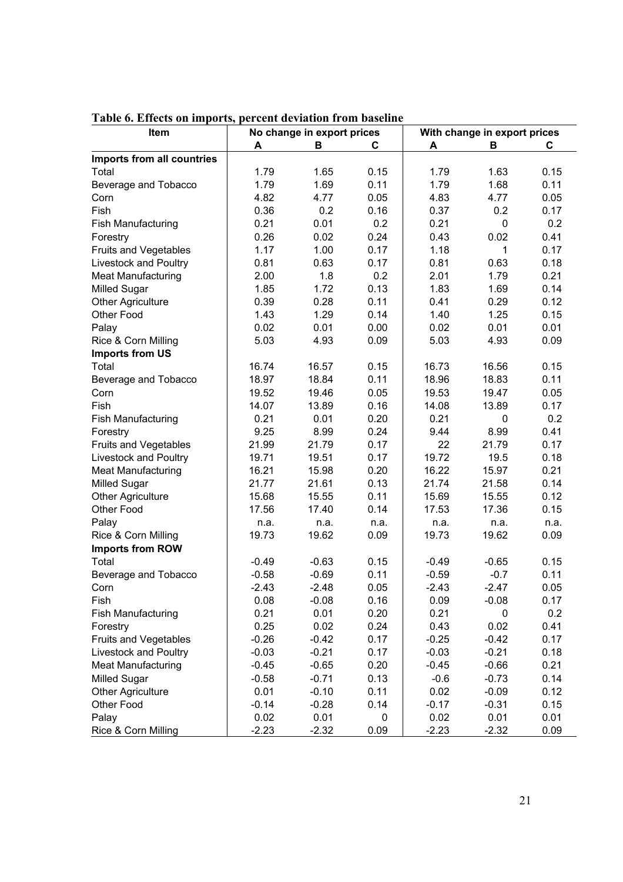**Table 6. Effects on imports, percent deviation from baseline**

| Item | No change in export prices | | | With change in export prices | | |
|---|---|---|---|---|---|---|
| | A | B | C | A | B | C |
| **Imports from all countries** | | | | | | |
| Total | 1.79 | 1.65 | 0.15 | 1.79 | 1.63 | 0.15 |
| Beverage and Tobacco | 1.79 | 1.69 | 0.11 | 1.79 | 1.68 | 0.11 |
| Corn | 4.82 | 4.77 | 0.05 | 4.83 | 4.77 | 0.05 |
| Fish | 0.36 | 0.2 | 0.16 | 0.37 | 0.2 | 0.17 |
| Fish Manufacturing | 0.21 | 0.01 | 0.2 | 0.21 | 0 | 0.2 |
| Forestry | 0.26 | 0.02 | 0.24 | 0.43 | 0.02 | 0.41 |
| Fruits and Vegetables | 1.17 | 1.00 | 0.17 | 1.18 | 1 | 0.17 |
| Livestock and Poultry | 0.81 | 0.63 | 0.17 | 0.81 | 0.63 | 0.18 |
| Meat Manufacturing | 2.00 | 1.8 | 0.2 | 2.01 | 1.79 | 0.21 |
| Milled Sugar | 1.85 | 1.72 | 0.13 | 1.83 | 1.69 | 0.14 |
| Other Agriculture | 0.39 | 0.28 | 0.11 | 0.41 | 0.29 | 0.12 |
| Other Food | 1.43 | 1.29 | 0.14 | 1.40 | 1.25 | 0.15 |
| Palay | 0.02 | 0.01 | 0.00 | 0.02 | 0.01 | 0.01 |
| Rice & Corn Milling | 5.03 | 4.93 | 0.09 | 5.03 | 4.93 | 0.09 |
| **Imports from US** | | | | | | |
| Total | 16.74 | 16.57 | 0.15 | 16.73 | 16.56 | 0.15 |
| Beverage and Tobacco | 18.97 | 18.84 | 0.11 | 18.96 | 18.83 | 0.11 |
| Corn | 19.52 | 19.46 | 0.05 | 19.53 | 19.47 | 0.05 |
| Fish | 14.07 | 13.89 | 0.16 | 14.08 | 13.89 | 0.17 |
| Fish Manufacturing | 0.21 | 0.01 | 0.20 | 0.21 | 0 | 0.2 |
| Forestry | 9.25 | 8.99 | 0.24 | 9.44 | 8.99 | 0.41 |
| Fruits and Vegetables | 21.99 | 21.79 | 0.17 | 22 | 21.79 | 0.17 |
| Livestock and Poultry | 19.71 | 19.51 | 0.17 | 19.72 | 19.5 | 0.18 |
| Meat Manufacturing | 16.21 | 15.98 | 0.20 | 16.22 | 15.97 | 0.21 |
| Milled Sugar | 21.77 | 21.61 | 0.13 | 21.74 | 21.58 | 0.14 |
| Other Agriculture | 15.68 | 15.55 | 0.11 | 15.69 | 15.55 | 0.12 |
| Other Food | 17.56 | 17.40 | 0.14 | 17.53 | 17.36 | 0.15 |
| Palay | n.a. | n.a. | n.a. | n.a. | n.a. | n.a. |
| Rice & Corn Milling | 19.73 | 19.62 | 0.09 | 19.73 | 19.62 | 0.09 |
| **Imports from ROW** | | | | | | |
| Total | -0.49 | -0.63 | 0.15 | -0.49 | -0.65 | 0.15 |
| Beverage and Tobacco | -0.58 | -0.69 | 0.11 | -0.59 | -0.7 | 0.11 |
| Corn | -2.43 | -2.48 | 0.05 | -2.43 | -2.47 | 0.05 |
| Fish | 0.08 | -0.08 | 0.16 | 0.09 | -0.08 | 0.17 |
| Fish Manufacturing | 0.21 | 0.01 | 0.20 | 0.21 | 0 | 0.2 |
| Forestry | 0.25 | 0.02 | 0.24 | 0.43 | 0.02 | 0.41 |
| Fruits and Vegetables | -0.26 | -0.42 | 0.17 | -0.25 | -0.42 | 0.17 |
| Livestock and Poultry | -0.03 | -0.21 | 0.17 | -0.03 | -0.21 | 0.18 |
| Meat Manufacturing | -0.45 | -0.65 | 0.20 | -0.45 | -0.66 | 0.21 |
| Milled Sugar | -0.58 | -0.71 | 0.13 | -0.6 | -0.73 | 0.14 |
| Other Agriculture | 0.01 | -0.10 | 0.11 | 0.02 | -0.09 | 0.12 |
| Other Food | -0.14 | -0.28 | 0.14 | -0.17 | -0.31 | 0.15 |
| Palay | 0.02 | 0.01 | 0 | 0.02 | 0.01 | 0.01 |
| Rice & Corn Milling | -2.23 | -2.32 | 0.09 | -2.23 | -2.32 | 0.09 |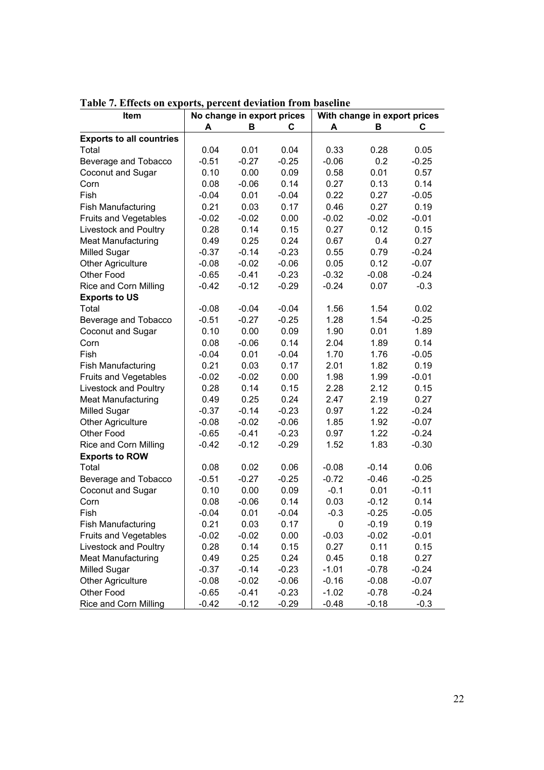**Table 7. Effects on exports, percent deviation from baseline**

| Item | No change in export prices | | | With change in export prices | | |
|---|---|---|---|---|---|---|
| | A | B | C | A | B | C |
| **Exports to all countries** | | | | | | |
| Total | 0.04 | 0.01 | 0.04 | 0.33 | 0.28 | 0.05 |
| Beverage and Tobacco | -0.51 | -0.27 | -0.25 | -0.06 | 0.2 | -0.25 |
| Coconut and Sugar | 0.10 | 0.00 | 0.09 | 0.58 | 0.01 | 0.57 |
| Corn | 0.08 | -0.06 | 0.14 | 0.27 | 0.13 | 0.14 |
| Fish | -0.04 | 0.01 | -0.04 | 0.22 | 0.27 | -0.05 |
| Fish Manufacturing | 0.21 | 0.03 | 0.17 | 0.46 | 0.27 | 0.19 |
| Fruits and Vegetables | -0.02 | -0.02 | 0.00 | -0.02 | -0.02 | -0.01 |
| Livestock and Poultry | 0.28 | 0.14 | 0.15 | 0.27 | 0.12 | 0.15 |
| Meat Manufacturing | 0.49 | 0.25 | 0.24 | 0.67 | 0.4 | 0.27 |
| Milled Sugar | -0.37 | -0.14 | -0.23 | 0.55 | 0.79 | -0.24 |
| Other Agriculture | -0.08 | -0.02 | -0.06 | 0.05 | 0.12 | -0.07 |
| Other Food | -0.65 | -0.41 | -0.23 | -0.32 | -0.08 | -0.24 |
| Rice and Corn Milling | -0.42 | -0.12 | -0.29 | -0.24 | 0.07 | -0.3 |
| **Exports to US** | | | | | | |
| Total | -0.08 | -0.04 | -0.04 | 1.56 | 1.54 | 0.02 |
| Beverage and Tobacco | -0.51 | -0.27 | -0.25 | 1.28 | 1.54 | -0.25 |
| Coconut and Sugar | 0.10 | 0.00 | 0.09 | 1.90 | 0.01 | 1.89 |
| Corn | 0.08 | -0.06 | 0.14 | 2.04 | 1.89 | 0.14 |
| Fish | -0.04 | 0.01 | -0.04 | 1.70 | 1.76 | -0.05 |
| Fish Manufacturing | 0.21 | 0.03 | 0.17 | 2.01 | 1.82 | 0.19 |
| Fruits and Vegetables | -0.02 | -0.02 | 0.00 | 1.98 | 1.99 | -0.01 |
| Livestock and Poultry | 0.28 | 0.14 | 0.15 | 2.28 | 2.12 | 0.15 |
| Meat Manufacturing | 0.49 | 0.25 | 0.24 | 2.47 | 2.19 | 0.27 |
| Milled Sugar | -0.37 | -0.14 | -0.23 | 0.97 | 1.22 | -0.24 |
| Other Agriculture | -0.08 | -0.02 | -0.06 | 1.85 | 1.92 | -0.07 |
| Other Food | -0.65 | -0.41 | -0.23 | 0.97 | 1.22 | -0.24 |
| Rice and Corn Milling | -0.42 | -0.12 | -0.29 | 1.52 | 1.83 | -0.30 |
| **Exports to ROW** | | | | | | |
| Total | 0.08 | 0.02 | 0.06 | -0.08 | -0.14 | 0.06 |
| Beverage and Tobacco | -0.51 | -0.27 | -0.25 | -0.72 | -0.46 | -0.25 |
| Coconut and Sugar | 0.10 | 0.00 | 0.09 | -0.1 | 0.01 | -0.11 |
| Corn | 0.08 | -0.06 | 0.14 | 0.03 | -0.12 | 0.14 |
| Fish | -0.04 | 0.01 | -0.04 | -0.3 | -0.25 | -0.05 |
| Fish Manufacturing | 0.21 | 0.03 | 0.17 | 0 | -0.19 | 0.19 |
| Fruits and Vegetables | -0.02 | -0.02 | 0.00 | -0.03 | -0.02 | -0.01 |
| Livestock and Poultry | 0.28 | 0.14 | 0.15 | 0.27 | 0.11 | 0.15 |
| Meat Manufacturing | 0.49 | 0.25 | 0.24 | 0.45 | 0.18 | 0.27 |
| Milled Sugar | -0.37 | -0.14 | -0.23 | -1.01 | -0.78 | -0.24 |
| Other Agriculture | -0.08 | -0.02 | -0.06 | -0.16 | -0.08 | -0.07 |
| Other Food | -0.65 | -0.41 | -0.23 | -1.02 | -0.78 | -0.24 |
| Rice and Corn Milling | -0.42 | -0.12 | -0.29 | -0.48 | -0.18 | -0.3 |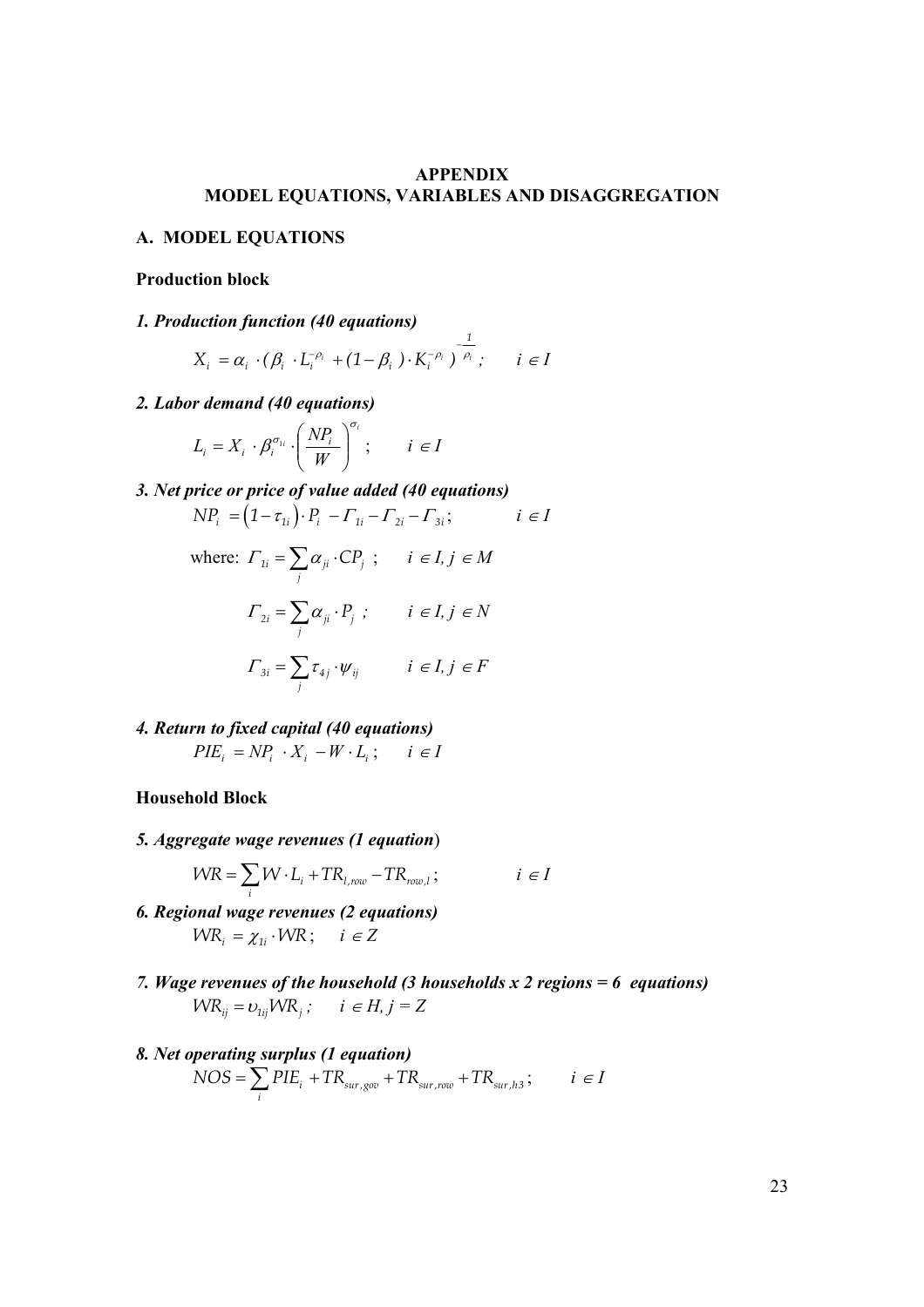# APPENDIX
# MODEL EQUATIONS, VARIABLES AND DISAGGREGATION

## A. MODEL EQUATIONS

### Production block

***1. Production function (40 equations)***

$$X_i = \alpha_i \cdot (\beta_i \cdot L_i^{-\rho_i} + (1-\beta_i) \cdot K_i^{-\rho_i})^{-\frac{1}{\rho_i}}; \qquad i \in I$$

***2. Labor demand (40 equations)***

$$L_i = X_i \cdot \beta_i^{\sigma_{1i}} \cdot \left(\frac{NP_i}{W}\right)^{\sigma_i}; \qquad i \in I$$

***3. Net price or price of value added (40 equations)***

$$NP_i = \left(1-\tau_{1i}\right) \cdot P_i - \Gamma_{1i} - \Gamma_{2i} - \Gamma_{3i}; \qquad i \in I$$

where: $\Gamma_{1i} = \sum_j \alpha_{ji} \cdot CP_j$; $\quad i \in I, j \in M$

$$\Gamma_{2i} = \sum_j \alpha_{ji} \cdot P_j; \qquad i \in I, j \in N$$

$$\Gamma_{3i} = \sum_j \tau_{4j} \cdot \psi_{ij} \qquad i \in I, j \in F$$

***4. Return to fixed capital (40 equations)***

$$PIE_i = NP_i \cdot X_i - W \cdot L_i; \qquad i \in I$$

### Household Block

***5. Aggregate wage revenues (1 equation)***

$$WR = \sum_i W \cdot L_i + TR_{l,row} - TR_{row,l}; \qquad i \in I$$

***6. Regional wage revenues (2 equations)***

$$WR_i = \chi_{1i} \cdot WR; \qquad i \in Z$$

***7. Wage revenues of the household (3 households x 2 regions = 6 equations)***

$$WR_{ij} = \upsilon_{1ij} WR_j; \qquad i \in H, j = Z$$

***8. Net operating surplus (1 equation)***

$$NOS = \sum_i PIE_i + TR_{sur,gov} + TR_{sur,row} + TR_{sur,h3}; \qquad i \in I$$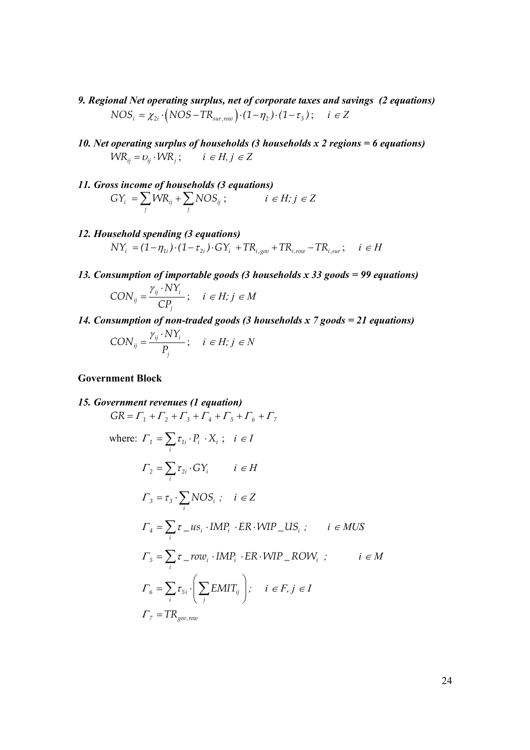***9. Regional Net operating surplus, net of corporate taxes and savings (2 equations)***

$$NOS_i = \chi_{2i} \cdot \left( NOS - TR_{sur,row} \right) \cdot (1-\eta_2) \cdot (1-\tau_3); \quad i \in Z$$

***10. Net operating surplus of households (3 households x 2 regions = 6 equations)***

$$WR_{ij} = \upsilon_{ij} \cdot WR_j; \quad i \in H, j \in Z$$

***11. Gross income of households (3 equations)***

$$GY_i = \sum_j WR_{ij} + \sum_j NOS_{ij}; \quad i \in H; j \in Z$$

***12. Household spending (3 equations)***

$$NY_i = (1-\eta_{1i}) \cdot (1-\tau_{2i}) \cdot GY_i + TR_{i,gov} + TR_{i,row} - TR_{i,sur}; \quad i \in H$$

***13. Consumption of importable goods (3 households x 33 goods = 99 equations)***

$$CON_{ij} = \frac{\gamma_{ij} \cdot NY_i}{CP_j}; \quad i \in H; j \in M$$

***14. Consumption of non-traded goods (3 households x 7 goods = 21 equations)***

$$CON_{ij} = \frac{\gamma_{ij} \cdot NY_i}{P_j}; \quad i \in H; j \in N$$

**Government Block**

***15. Government revenues (1 equation)***

$$GR = \Gamma_1 + \Gamma_2 + \Gamma_3 + \Gamma_4 + \Gamma_5 + \Gamma_6 + \Gamma_7$$

where: $\Gamma_1 = \sum_i \tau_{1i} \cdot P_i \cdot X_i; \quad i \in I$

$$\Gamma_2 = \sum_i \tau_{2i} \cdot GY_i \quad i \in H$$

$$\Gamma_3 = \tau_3 \cdot \sum_i NOS_i; \quad i \in Z$$

$$\Gamma_4 = \sum_i \tau\_us_i \cdot IMP_i \cdot ER \cdot WIP\_US_i; \quad i \in MUS$$

$$\Gamma_5 = \sum_i \tau\_row_i \cdot IMP_i \cdot ER \cdot WIP\_ROW_i; \quad i \in M$$

$$\Gamma_6 = \sum_i \tau_{5i} \cdot \left( \sum_j EMIT_{ij} \right); \quad i \in F, j \in I$$

$$\Gamma_7 = TR_{gov,row}$$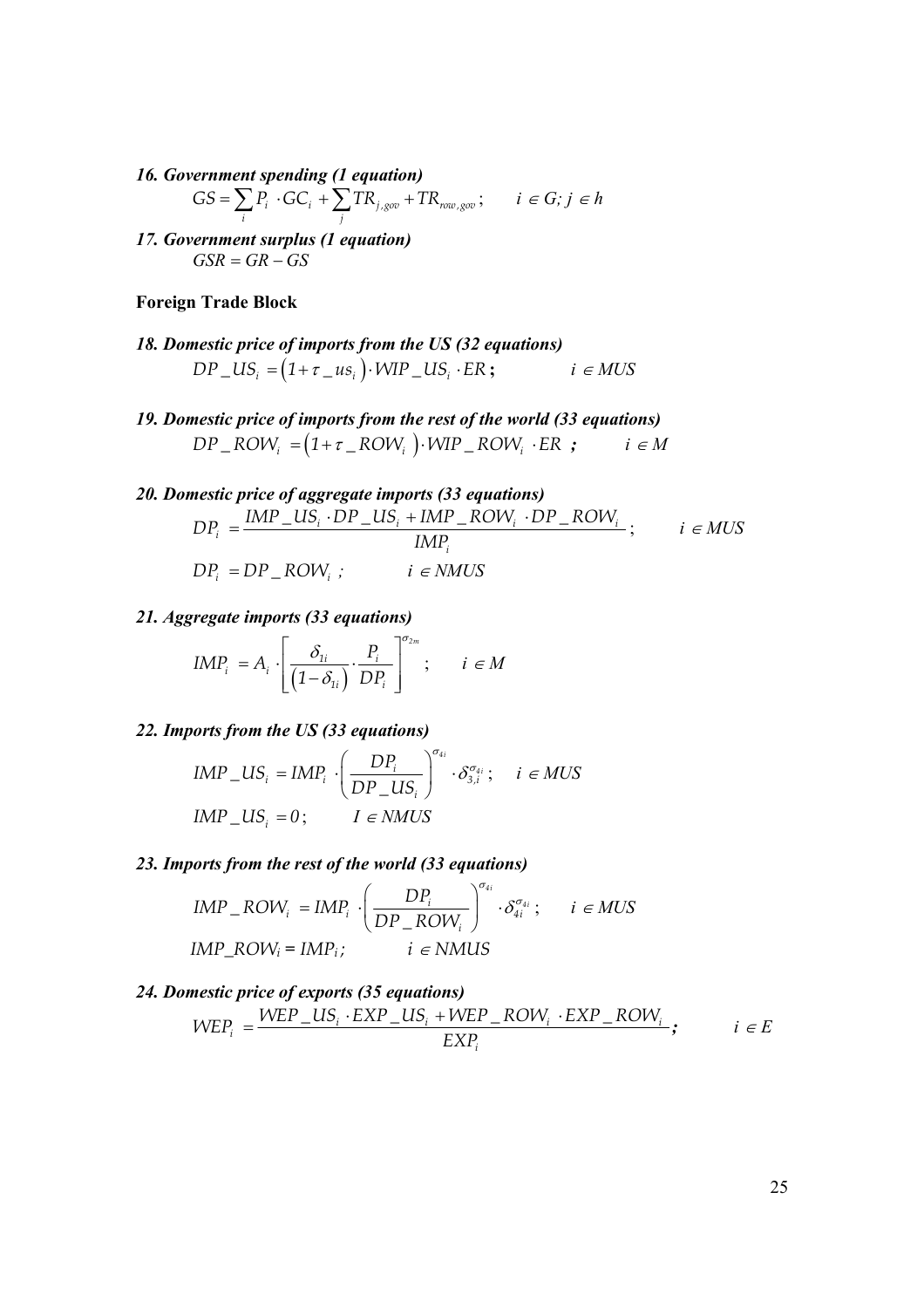***16. Government spending (1 equation)***

$$GS = \sum_i P_i \cdot GC_i + \sum_j TR_{j,gov} + TR_{row,gov}; \qquad i \in G;\ j \in h$$

***17. Government surplus (1 equation)***

$$GSR = GR - GS$$

**Foreign Trade Block**

***18. Domestic price of imports from the US (32 equations)***

$$DP\_US_i = \left(1 + \tau\_us_i\right) \cdot WIP\_US_i \cdot ER; \qquad i \in MUS$$

***19. Domestic price of imports from the rest of the world (33 equations)***

$$DP\_ROW_i = \left(1 + \tau\_ROW_i\right) \cdot WIP\_ROW_i \cdot ER; \qquad i \in M$$

***20. Domestic price of aggregate imports (33 equations)***

$$DP_i = \frac{IMP\_US_i \cdot DP\_US_i + IMP\_ROW_i \cdot DP\_ROW_i}{IMP_i}; \qquad i \in MUS$$

$$DP_i = DP\_ROW_i; \qquad i \in NMUS$$

***21. Aggregate imports (33 equations)***

$$IMP_i = A_i \cdot \left[ \frac{\delta_{1i}}{\left(1 - \delta_{1i}\right)} \cdot \frac{P_i}{DP_i} \right]^{\sigma_{2m}}; \qquad i \in M$$

***22. Imports from the US (33 equations)***

$$IMP\_US_i = IMP_i \cdot \left( \frac{DP_i}{DP\_US_i} \right)^{\sigma_{4i}} \cdot \delta_{3,i}^{\sigma_{4i}}; \qquad i \in MUS$$

$$IMP\_US_i = 0; \qquad I \in NMUS$$

***23. Imports from the rest of the world (33 equations)***

$$IMP\_ROW_i = IMP_i \cdot \left( \frac{DP_i}{DP\_ROW_i} \right)^{\sigma_{4i}} \cdot \delta_{4i}^{\sigma_{4i}}; \qquad i \in MUS$$

$$IMP\_ROW_i = IMP_i; \qquad i \in NMUS$$

***24. Domestic price of exports (35 equations)***

$$WEP_i = \frac{WEP\_US_i \cdot EXP\_US_i + WEP\_ROW_i \cdot EXP\_ROW_i}{EXP_i}; \qquad i \in E$$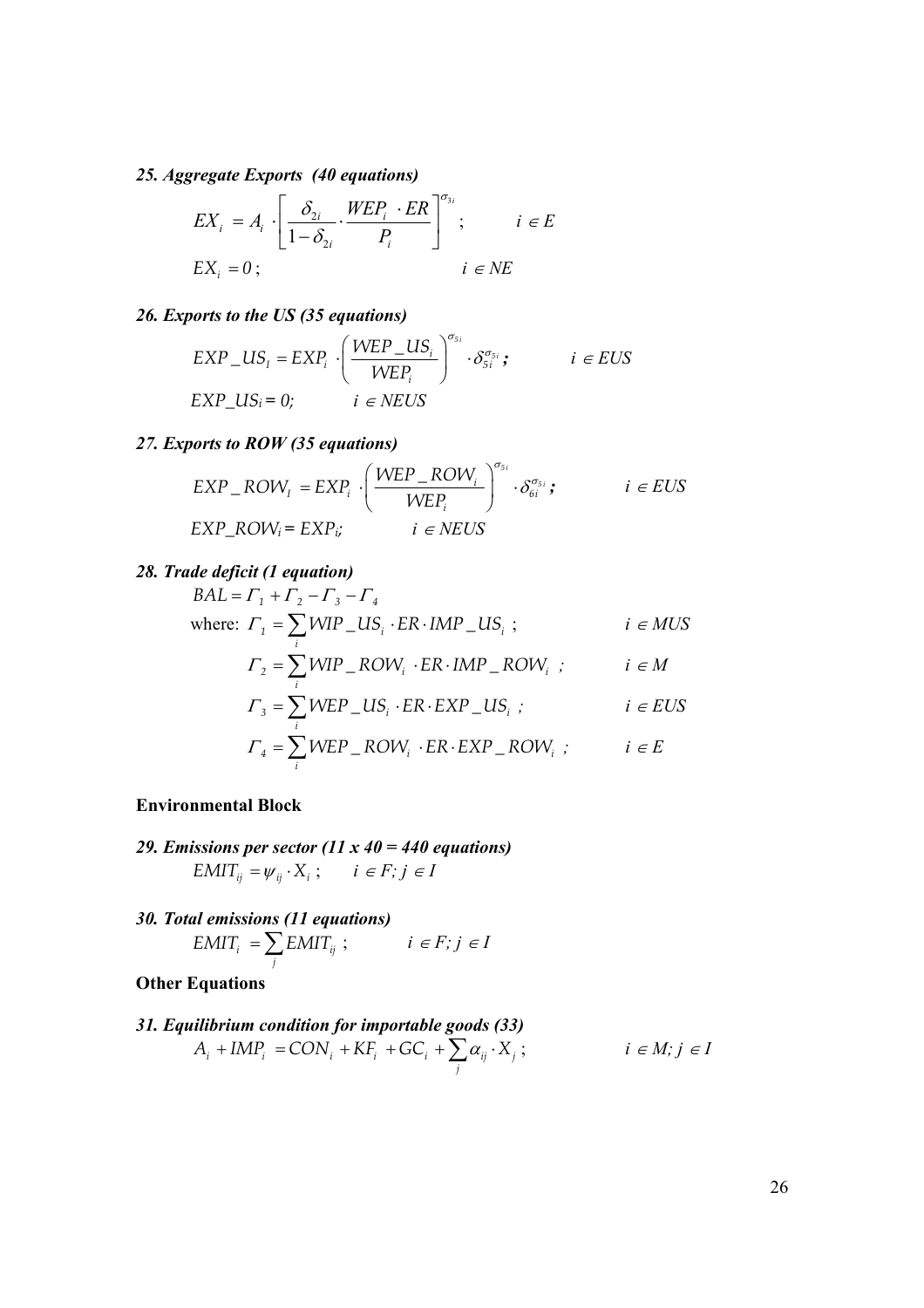*25. Aggregate Exports (40 equations)*

$$EX_i = A_i \cdot \left[ \frac{\delta_{2i}}{1-\delta_{2i}} \cdot \frac{WEP_i \cdot ER}{P_i} \right]^{\sigma_{3i}} ; \qquad i \in E$$

$$EX_i = 0 ; \qquad i \in NE$$

*26. Exports to the US (35 equations)*

$$EXP\_US_I = EXP_i \cdot \left( \frac{WEP\_US_i}{WEP_i} \right)^{\sigma_{5i}} \cdot \delta_{5i}^{\sigma_{5i}} ; \qquad i \in EUS$$

$$EXP\_US_i = 0; \qquad i \in NEUS$$

*27. Exports to ROW (35 equations)*

$$EXP\_ROW_I = EXP_i \cdot \left( \frac{WEP\_ROW_i}{WEP_i} \right)^{\sigma_{5i}} \cdot \delta_{6i}^{\sigma_{5i}} ; \qquad i \in EUS$$

$$EXP\_ROW_i = EXP_i; \qquad i \in NEUS$$

*28. Trade deficit (1 equation)*

$$BAL = \Gamma_1 + \Gamma_2 - \Gamma_3 - \Gamma_4$$

where:

$$\Gamma_1 = \sum_i WIP\_US_i \cdot ER \cdot IMP\_US_i ; \qquad i \in MUS$$

$$\Gamma_2 = \sum_i WIP\_ROW_i \cdot ER \cdot IMP\_ROW_i ; \qquad i \in M$$

$$\Gamma_3 = \sum_i WEP\_US_i \cdot ER \cdot EXP\_US_i ; \qquad i \in EUS$$

$$\Gamma_4 = \sum_i WEP\_ROW_i \cdot ER \cdot EXP\_ROW_i ; \qquad i \in E$$

**Environmental Block**

*29. Emissions per sector (11 x 40 = 440 equations)*

$$EMIT_{ij} = \psi_{ij} \cdot X_i ; \qquad i \in F; j \in I$$

*30. Total emissions (11 equations)*

$$EMIT_i = \sum_j EMIT_{ij} ; \qquad i \in F; j \in I$$

**Other Equations**

*31. Equilibrium condition for importable goods (33)*

$$A_i + IMP_i = CON_i + KF_i + GC_i + \sum_j \alpha_{ij} \cdot X_j ; \qquad i \in M; j \in I$$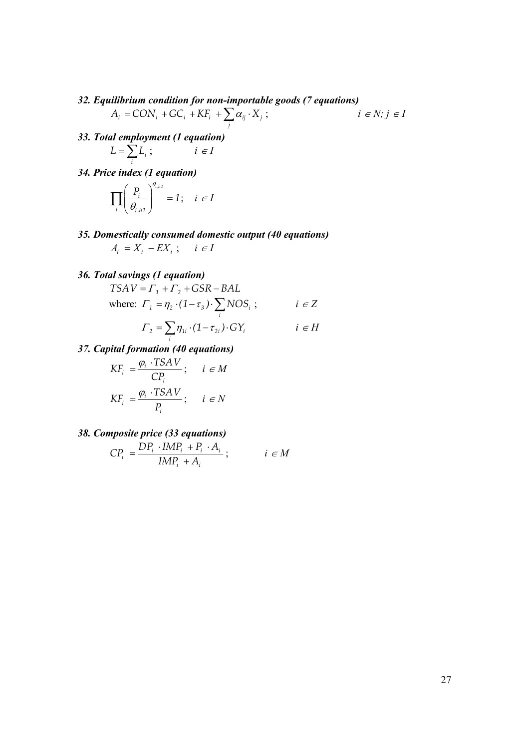***32. Equilibrium condition for non-importable goods (7 equations)***

$$A_i = CON_i + GC_i + KF_i + \sum_j \alpha_{ij} \cdot X_j \; ; \qquad i \in N; j \in I$$

***33. Total employment (1 equation)***

$$L = \sum_i L_i \; ; \qquad i \in I$$

***34. Price index (1 equation)***

$$\prod_i \left( \frac{P_i}{\theta_{i,h1}} \right)^{\theta_{i,h1}} = 1; \quad i \in I$$

***35. Domestically consumed domestic output (40 equations)***

$$A_i = X_i - EX_i \; ; \quad i \in I$$

***36. Total savings (1 equation)***

$$TSAV = \Gamma_1 + \Gamma_2 + GSR - BAL$$

where: $\Gamma_1 = \eta_2 \cdot (1 - \tau_3) \cdot \sum_i NOS_i \; ; \qquad i \in Z$

$$\Gamma_2 = \sum_i \eta_{1i} \cdot (1 - \tau_{2i}) \cdot GY_i \qquad i \in H$$

***37. Capital formation (40 equations)***

$$KF_i = \frac{\varphi_i \cdot TSAV}{CP_i}; \quad i \in M$$

$$KF_i = \frac{\varphi_i \cdot TSAV}{P_i}; \quad i \in N$$

***38. Composite price (33 equations)***

$$CP_i = \frac{DP_i \cdot IMP_i + P_i \cdot A_i}{IMP_i + A_i}; \qquad i \in M$$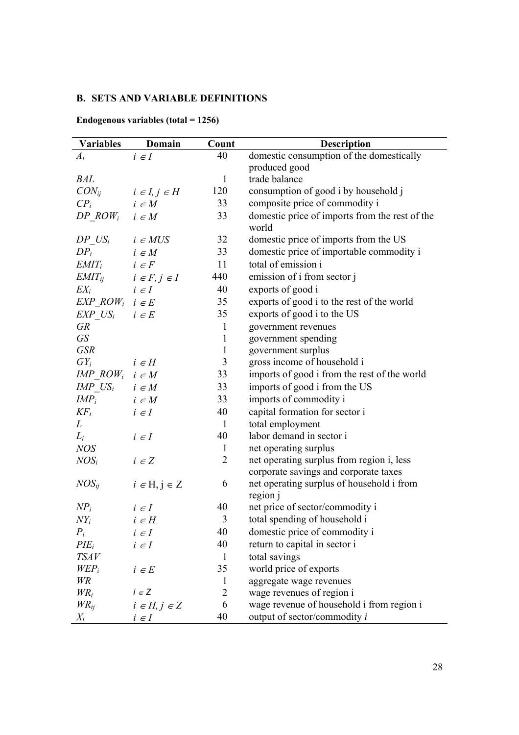## B. SETS AND VARIABLE DEFINITIONS

**Endogenous variables (total = 1256)**

| Variables | Domain | Count | Description |
|---|---|---|---|
| $A_i$ | $i \in I$ | 40 | domestic consumption of the domestically produced good |
| $BAL$ | | 1 | trade balance |
| $CON_{ij}$ | $i \in I, j \in H$ | 120 | consumption of good i by household j |
| $CP_i$ | $i \in M$ | 33 | composite price of commodity i |
| $DP\_ROW_i$ | $i \in M$ | 33 | domestic price of imports from the rest of the world |
| $DP\_US_i$ | $i \in MUS$ | 32 | domestic price of imports from the US |
| $DP_i$ | $i \in M$ | 33 | domestic price of importable commodity i |
| $EMIT_i$ | $i \in F$ | 11 | total of emission i |
| $EMIT_{ij}$ | $i \in F, j \in I$ | 440 | emission of i from sector j |
| $EX_i$ | $i \in I$ | 40 | exports of good i |
| $EXP\_ROW_i$ | $i \in E$ | 35 | exports of good i to the rest of the world |
| $EXP\_US_i$ | $i \in E$ | 35 | exports of good i to the US |
| $GR$ | | 1 | government revenues |
| $GS$ | | 1 | government spending |
| $GSR$ | | 1 | government surplus |
| $GY_i$ | $i \in H$ | 3 | gross income of household i |
| $IMP\_ROW_i$ | $i \in M$ | 33 | imports of good i from the rest of the world |
| $IMP\_US_i$ | $i \in M$ | 33 | imports of good i from the US |
| $IMP_i$ | $i \in M$ | 33 | imports of commodity i |
| $KF_i$ | $i \in I$ | 40 | capital formation for sector i |
| $L$ | | 1 | total employment |
| $L_i$ | $i \in I$ | 40 | labor demand in sector i |
| $NOS$ | | 1 | net operating surplus |
| $NOS_i$ | $i \in Z$ | 2 | net operating surplus from region i, less corporate savings and corporate taxes |
| $NOS_{ij}$ | $i \in H, j \in Z$ | 6 | net operating surplus of household i from region j |
| $NP_i$ | $i \in I$ | 40 | net price of sector/commodity i |
| $NY_i$ | $i \in H$ | 3 | total spending of household i |
| $P_i$ | $i \in I$ | 40 | domestic price of commodity i |
| $PIE_i$ | $i \in I$ | 40 | return to capital in sector i |
| $TSAV$ | | 1 | total savings |
| $WEP_i$ | $i \in E$ | 35 | world price of exports |
| $WR$ | | 1 | aggregate wage revenues |
| $WR_i$ | $i \in Z$ | 2 | wage revenues of region i |
| $WR_{ij}$ | $i \in H, j \in Z$ | 6 | wage revenue of household i from region i |
| $X_i$ | $i \in I$ | 40 | output of sector/commodity *i* |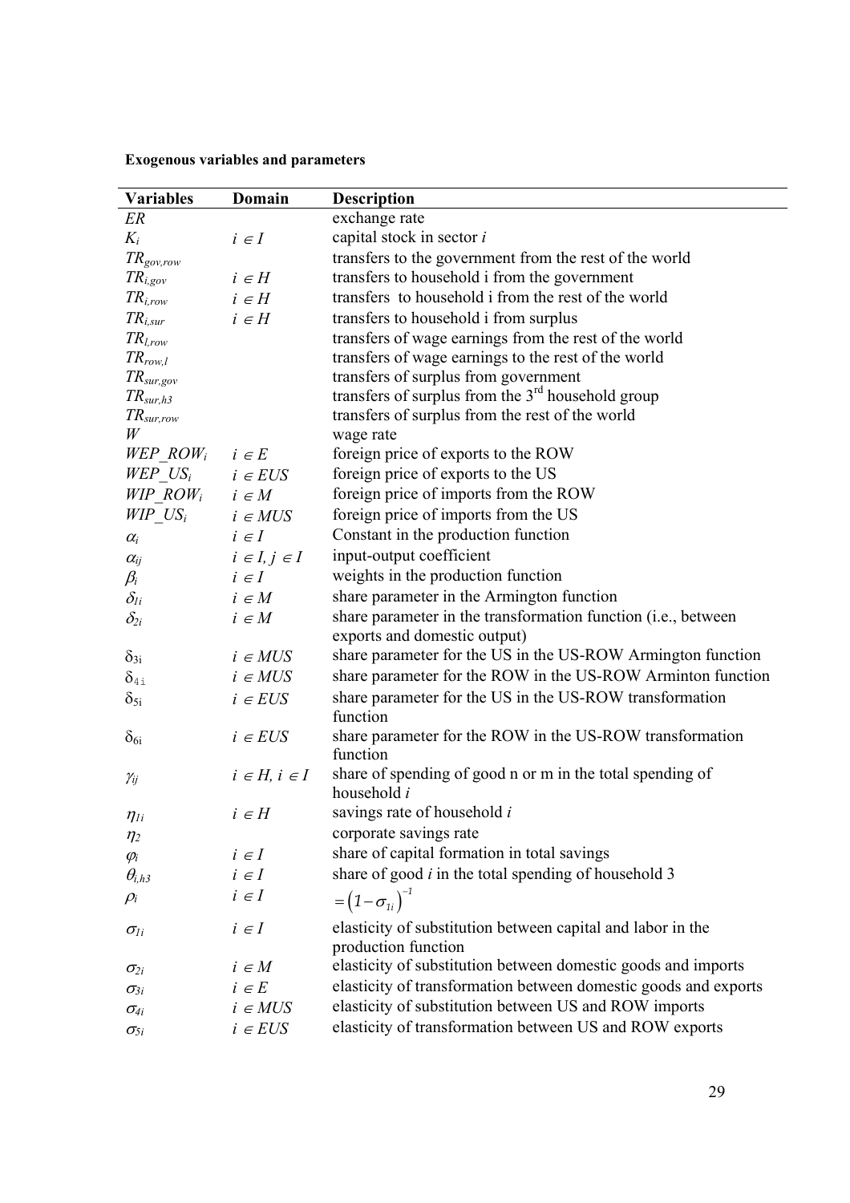**Exogenous variables and parameters**

| Variables | Domain | Description |
|---|---|---|
| $ER$ | | exchange rate |
| $K_i$ | $i \in I$ | capital stock in sector $i$ |
| $TR_{gov,row}$ | | transfers to the government from the rest of the world |
| $TR_{i,gov}$ | $i \in H$ | transfers to household i from the government |
| $TR_{i,row}$ | $i \in H$ | transfers to household i from the rest of the world |
| $TR_{i,sur}$ | $i \in H$ | transfers to household i from surplus |
| $TR_{l,row}$ | | transfers of wage earnings from the rest of the world |
| $TR_{row,l}$ | | transfers of wage earnings to the rest of the world |
| $TR_{sur,gov}$ | | transfers of surplus from government |
| $TR_{sur,h3}$ | | transfers of surplus from the 3rd household group |
| $TR_{sur,row}$ | | transfers of surplus from the rest of the world |
| $W$ | | wage rate |
| $WEP\_ROW_i$ | $i \in E$ | foreign price of exports to the ROW |
| $WEP\_US_i$ | $i \in EUS$ | foreign price of exports to the US |
| $WIP\_ROW_i$ | $i \in M$ | foreign price of imports from the ROW |
| $WIP\_US_i$ | $i \in MUS$ | foreign price of imports from the US |
| $\alpha_i$ | $i \in I$ | Constant in the production function |
| $\alpha_{ij}$ | $i \in I, j \in I$ | input-output coefficient |
| $\beta_i$ | $i \in I$ | weights in the production function |
| $\delta_{1i}$ | $i \in M$ | share parameter in the Armington function |
| $\delta_{2i}$ | $i \in M$ | share parameter in the transformation function (i.e., between exports and domestic output) |
| $\delta_{3i}$ | $i \in MUS$ | share parameter for the US in the US-ROW Armington function |
| $\delta_{4i}$ | $i \in MUS$ | share parameter for the ROW in the US-ROW Arminton function |
| $\delta_{5i}$ | $i \in EUS$ | share parameter for the US in the US-ROW transformation function |
| $\delta_{6i}$ | $i \in EUS$ | share parameter for the ROW in the US-ROW transformation function |
| $\gamma_{ij}$ | $i \in H, i \in I$ | share of spending of good n or m in the total spending of household $i$ |
| $\eta_{1i}$ | $i \in H$ | savings rate of household $i$ |
| $\eta_2$ | | corporate savings rate |
| $\varphi_i$ | $i \in I$ | share of capital formation in total savings |
| $\theta_{i,h3}$ | $i \in I$ | share of good $i$ in the total spending of household 3 |
| $\rho_i$ | $i \in I$ | $=\left(1-\sigma_{1i}\right)^{-1}$ |
| $\sigma_{1i}$ | $i \in I$ | elasticity of substitution between capital and labor in the production function |
| $\sigma_{2i}$ | $i \in M$ | elasticity of substitution between domestic goods and imports |
| $\sigma_{3i}$ | $i \in E$ | elasticity of transformation between domestic goods and exports |
| $\sigma_{4i}$ | $i \in MUS$ | elasticity of substitution between US and ROW imports |
| $\sigma_{5i}$ | $i \in EUS$ | elasticity of transformation between US and ROW exports |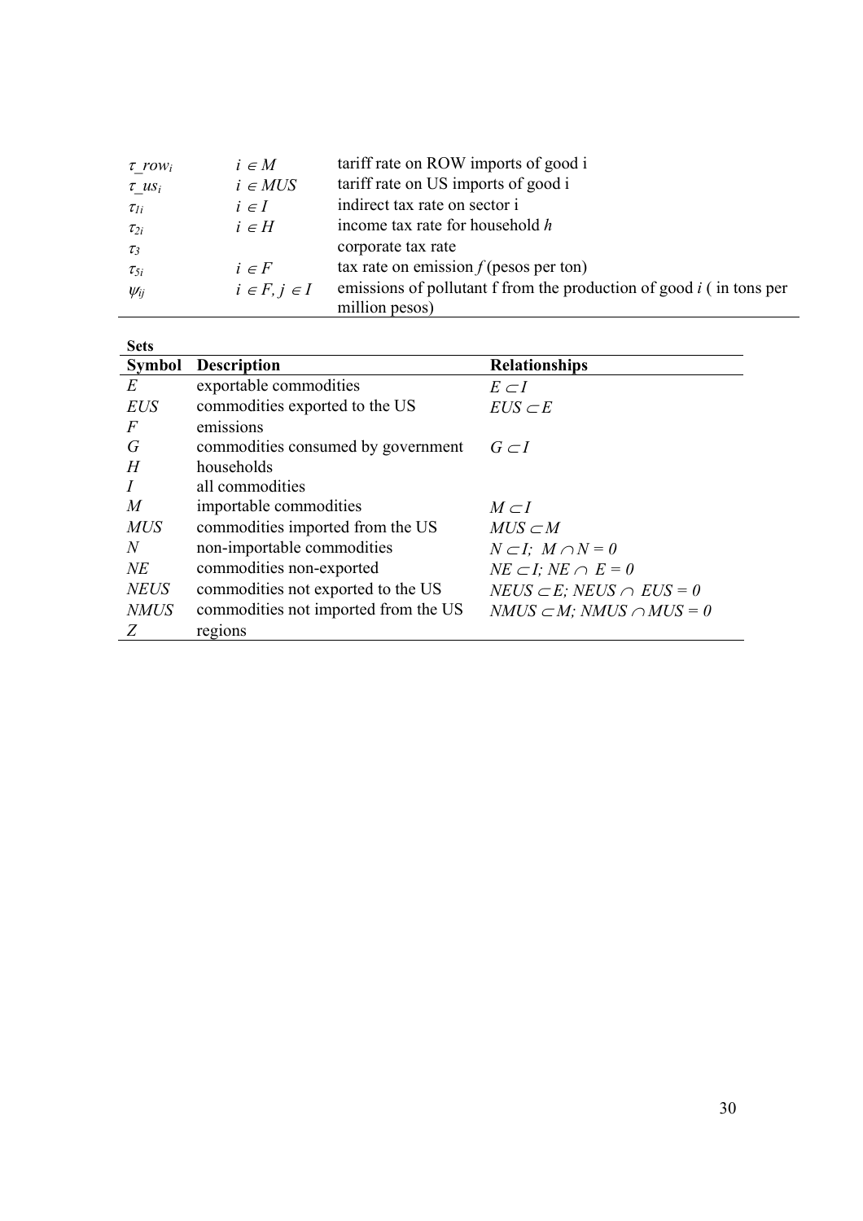| | | |
|---|---|---|
| $\tau\_row_i$ | $i \in M$ | tariff rate on ROW imports of good i |
| $\tau\_us_i$ | $i \in MUS$ | tariff rate on US imports of good i |
| $\tau_{1i}$ | $i \in I$ | indirect tax rate on sector i |
| $\tau_{2i}$ | $i \in H$ | income tax rate for household *h* |
| $\tau_3$ | | corporate tax rate |
| $\tau_{5i}$ | $i \in F$ | tax rate on emission *f* (pesos per ton) |
| $\psi_{ij}$ | $i \in F, j \in I$ | emissions of pollutant f from the production of good *i* ( in tons per million pesos) |

**Sets**

| **Symbol** | **Description** | **Relationships** |
|---|---|---|
| *E* | exportable commodities | $E \subset I$ |
| *EUS* | commodities exported to the US | $EUS \subset E$ |
| *F* | emissions | |
| *G* | commodities consumed by government | $G \subset I$ |
| *H* | households | |
| *I* | all commodities | |
| *M* | importable commodities | $M \subset I$ |
| *MUS* | commodities imported from the US | $MUS \subset M$ |
| *N* | non-importable commodities | $N \subset I;\ M \cap N = 0$ |
| *NE* | commodities non-exported | $NE \subset I;\ NE \cap\ E = 0$ |
| *NEUS* | commodities not exported to the US | $NEUS \subset E;\ NEUS \cap\ EUS = 0$ |
| *NMUS* | commodities not imported from the US | $NMUS \subset M;\ NMUS \cap MUS = 0$ |
| *Z* | regions | |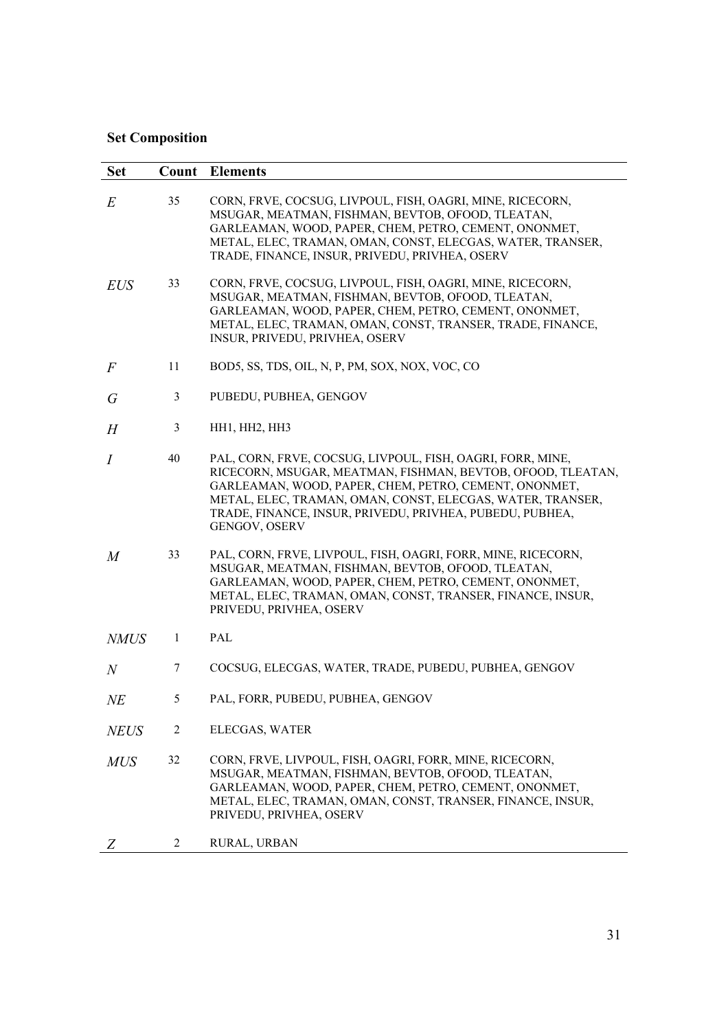**Set Composition**

| Set | Count | Elements |
|---|---|---|
| *E* | 35 | CORN, FRVE, COCSUG, LIVPOUL, FISH, OAGRI, MINE, RICECORN, MSUGAR, MEATMAN, FISHMAN, BEVTOB, OFOOD, TLEATAN, GARLEAMAN, WOOD, PAPER, CHEM, PETRO, CEMENT, ONONMET, METAL, ELEC, TRAMAN, OMAN, CONST, ELECGAS, WATER, TRANSER, TRADE, FINANCE, INSUR, PRIVEDU, PRIVHEA, OSERV |
| *EUS* | 33 | CORN, FRVE, COCSUG, LIVPOUL, FISH, OAGRI, MINE, RICECORN, MSUGAR, MEATMAN, FISHMAN, BEVTOB, OFOOD, TLEATAN, GARLEAMAN, WOOD, PAPER, CHEM, PETRO, CEMENT, ONONMET, METAL, ELEC, TRAMAN, OMAN, CONST, TRANSER, TRADE, FINANCE, INSUR, PRIVEDU, PRIVHEA, OSERV |
| *F* | 11 | BOD5, SS, TDS, OIL, N, P, PM, SOX, NOX, VOC, CO |
| *G* | 3 | PUBEDU, PUBHEA, GENGOV |
| *H* | 3 | HH1, HH2, HH3 |
| *I* | 40 | PAL, CORN, FRVE, COCSUG, LIVPOUL, FISH, OAGRI, FORR, MINE, RICECORN, MSUGAR, MEATMAN, FISHMAN, BEVTOB, OFOOD, TLEATAN, GARLEAMAN, WOOD, PAPER, CHEM, PETRO, CEMENT, ONONMET, METAL, ELEC, TRAMAN, OMAN, CONST, ELECGAS, WATER, TRANSER, TRADE, FINANCE, INSUR, PRIVEDU, PRIVHEA, PUBEDU, PUBHEA, GENGOV, OSERV |
| *M* | 33 | PAL, CORN, FRVE, LIVPOUL, FISH, OAGRI, FORR, MINE, RICECORN, MSUGAR, MEATMAN, FISHMAN, BEVTOB, OFOOD, TLEATAN, GARLEAMAN, WOOD, PAPER, CHEM, PETRO, CEMENT, ONONMET, METAL, ELEC, TRAMAN, OMAN, CONST, TRANSER, FINANCE, INSUR, PRIVEDU, PRIVHEA, OSERV |
| *NMUS* | 1 | PAL |
| *N* | 7 | COCSUG, ELECGAS, WATER, TRADE, PUBEDU, PUBHEA, GENGOV |
| *NE* | 5 | PAL, FORR, PUBEDU, PUBHEA, GENGOV |
| *NEUS* | 2 | ELECGAS, WATER |
| *MUS* | 32 | CORN, FRVE, LIVPOUL, FISH, OAGRI, FORR, MINE, RICECORN, MSUGAR, MEATMAN, FISHMAN, BEVTOB, OFOOD, TLEATAN, GARLEAMAN, WOOD, PAPER, CHEM, PETRO, CEMENT, ONONMET, METAL, ELEC, TRAMAN, OMAN, CONST, TRANSER, FINANCE, INSUR, PRIVEDU, PRIVHEA, OSERV |
| *Z* | 2 | RURAL, URBAN |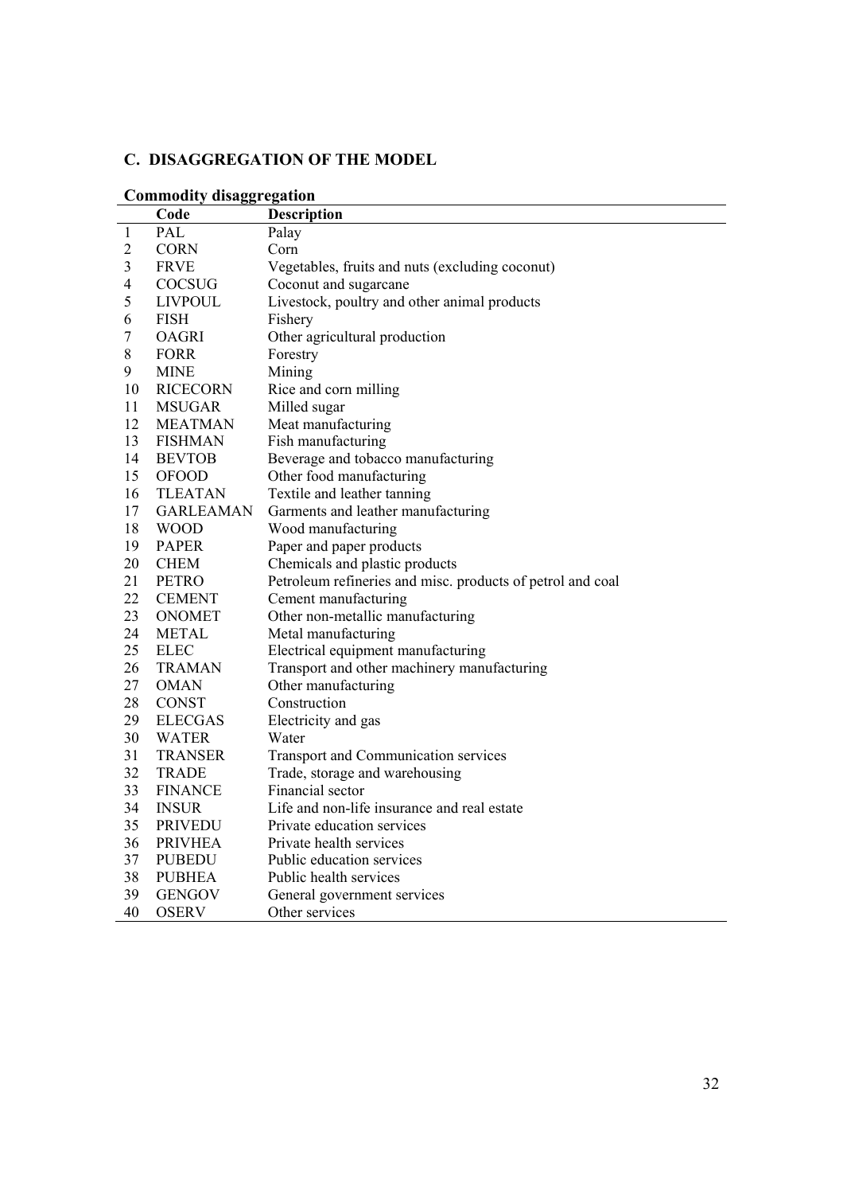## C. DISAGGREGATION OF THE MODEL

### Commodity disaggregation

| | Code | Description |
|---|---|---|
| 1 | PAL | Palay |
| 2 | CORN | Corn |
| 3 | FRVE | Vegetables, fruits and nuts (excluding coconut) |
| 4 | COCSUG | Coconut and sugarcane |
| 5 | LIVPOUL | Livestock, poultry and other animal products |
| 6 | FISH | Fishery |
| 7 | OAGRI | Other agricultural production |
| 8 | FORR | Forestry |
| 9 | MINE | Mining |
| 10 | RICECORN | Rice and corn milling |
| 11 | MSUGAR | Milled sugar |
| 12 | MEATMAN | Meat manufacturing |
| 13 | FISHMAN | Fish manufacturing |
| 14 | BEVTOB | Beverage and tobacco manufacturing |
| 15 | OFOOD | Other food manufacturing |
| 16 | TLEATAN | Textile and leather tanning |
| 17 | GARLEAMAN | Garments and leather manufacturing |
| 18 | WOOD | Wood manufacturing |
| 19 | PAPER | Paper and paper products |
| 20 | CHEM | Chemicals and plastic products |
| 21 | PETRO | Petroleum refineries and misc. products of petrol and coal |
| 22 | CEMENT | Cement manufacturing |
| 23 | ONOMET | Other non-metallic manufacturing |
| 24 | METAL | Metal manufacturing |
| 25 | ELEC | Electrical equipment manufacturing |
| 26 | TRAMAN | Transport and other machinery manufacturing |
| 27 | OMAN | Other manufacturing |
| 28 | CONST | Construction |
| 29 | ELECGAS | Electricity and gas |
| 30 | WATER | Water |
| 31 | TRANSER | Transport and Communication services |
| 32 | TRADE | Trade, storage and warehousing |
| 33 | FINANCE | Financial sector |
| 34 | INSUR | Life and non-life insurance and real estate |
| 35 | PRIVEDU | Private education services |
| 36 | PRIVHEA | Private health services |
| 37 | PUBEDU | Public education services |
| 38 | PUBHEA | Public health services |
| 39 | GENGOV | General government services |
| 40 | OSERV | Other services |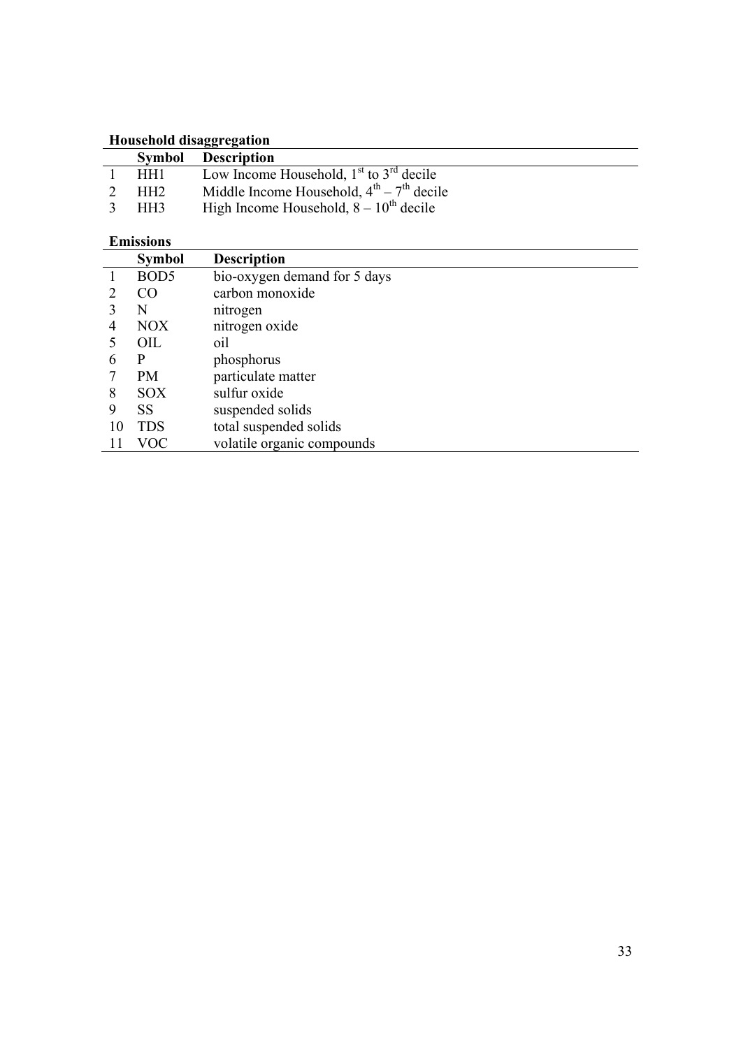**Household disaggregation**

| | Symbol | Description |
|---|---|---|
| 1 | HH1 | Low Income Household, $1^{st}$ to $3^{rd}$ decile |
| 2 | HH2 | Middle Income Household, $4^{th}$ – $7^{th}$ decile |
| 3 | HH3 | High Income Household, $8$ – $10^{th}$ decile |

**Emissions**

| | Symbol | Description |
|---|---|---|
| 1 | BOD5 | bio-oxygen demand for 5 days |
| 2 | CO | carbon monoxide |
| 3 | N | nitrogen |
| 4 | NOX | nitrogen oxide |
| 5 | OIL | oil |
| 6 | P | phosphorus |
| 7 | PM | particulate matter |
| 8 | SOX | sulfur oxide |
| 9 | SS | suspended solids |
| 10 | TDS | total suspended solids |
| 11 | VOC | volatile organic compounds |